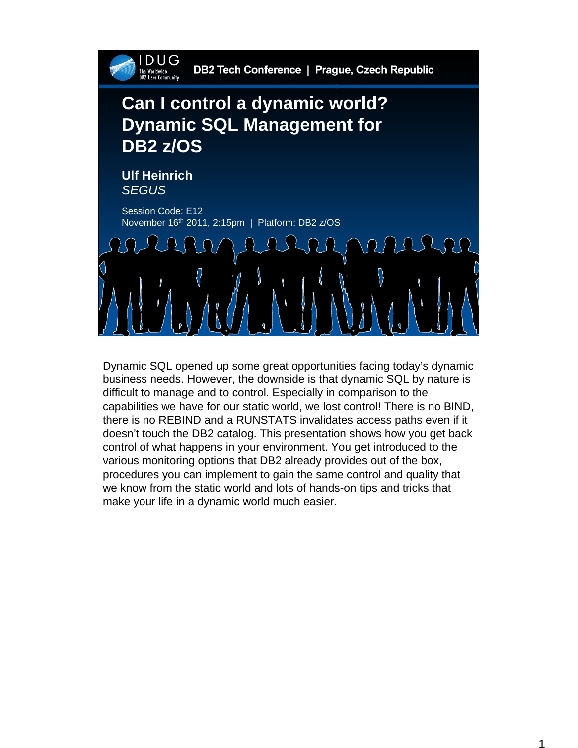IDUG
The Worldwide DB2 User Community

DB2 Tech Conference | Prague, Czech Republic

# Can I control a dynamic world? Dynamic SQL Management for DB2 z/OS

**Ulf Heinrich**
*SEGUS*

Session Code: E12
November 16th 2011, 2:15pm | Platform: DB2 z/OS

Dynamic SQL opened up some great opportunities facing today's dynamic business needs. However, the downside is that dynamic SQL by nature is difficult to manage and to control. Especially in comparison to the capabilities we have for our static world, we lost control! There is no BIND, there is no REBIND and a RUNSTATS invalidates access paths even if it doesn't touch the DB2 catalog. This presentation shows how you get back control of what happens in your environment. You get introduced to the various monitoring options that DB2 already provides out of the box, procedures you can implement to gain the same control and quality that we know from the static world and lots of hands-on tips and tricks that make your life in a dynamic world much easier.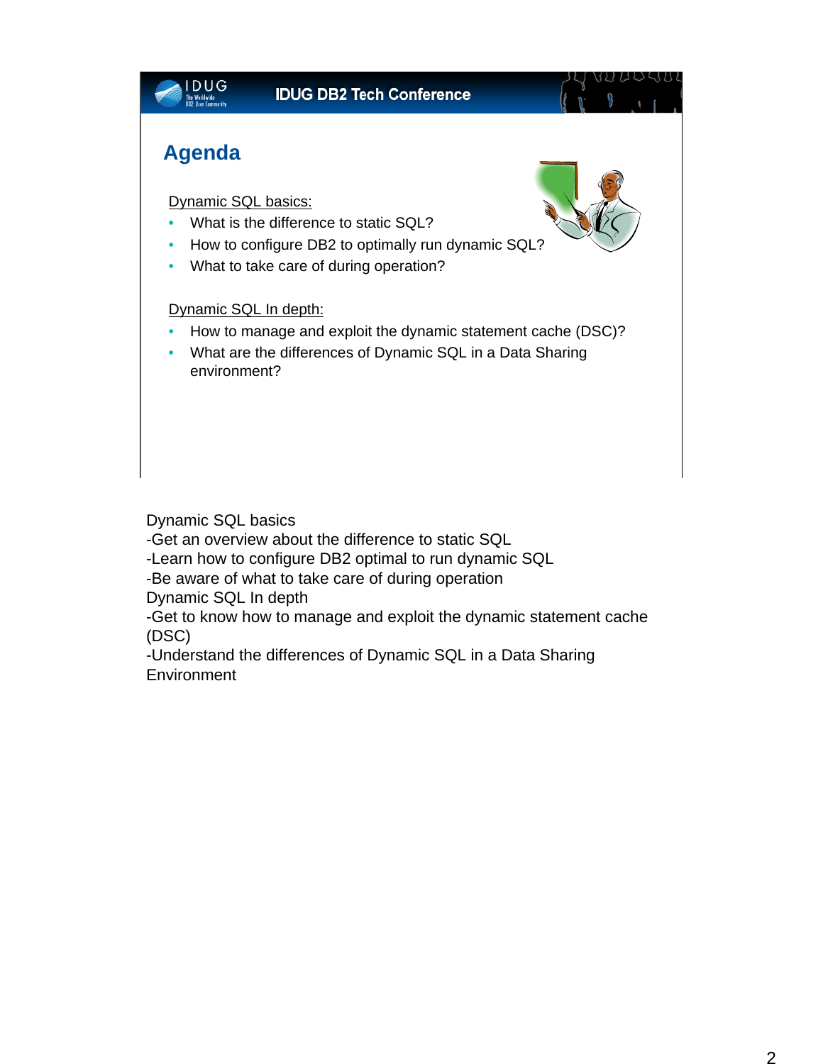## Agenda

Dynamic SQL basics:

- What is the difference to static SQL?
- How to configure DB2 to optimally run dynamic SQL?
- What to take care of during operation?

Dynamic SQL In depth:

- How to manage and exploit the dynamic statement cache (DSC)?
- What are the differences of Dynamic SQL in a Data Sharing environment?

Dynamic SQL basics
-Get an overview about the difference to static SQL
-Learn how to configure DB2 optimal to run dynamic SQL
-Be aware of what to take care of during operation
Dynamic SQL In depth
-Get to know how to manage and exploit the dynamic statement cache (DSC)
-Understand the differences of Dynamic SQL in a Data Sharing Environment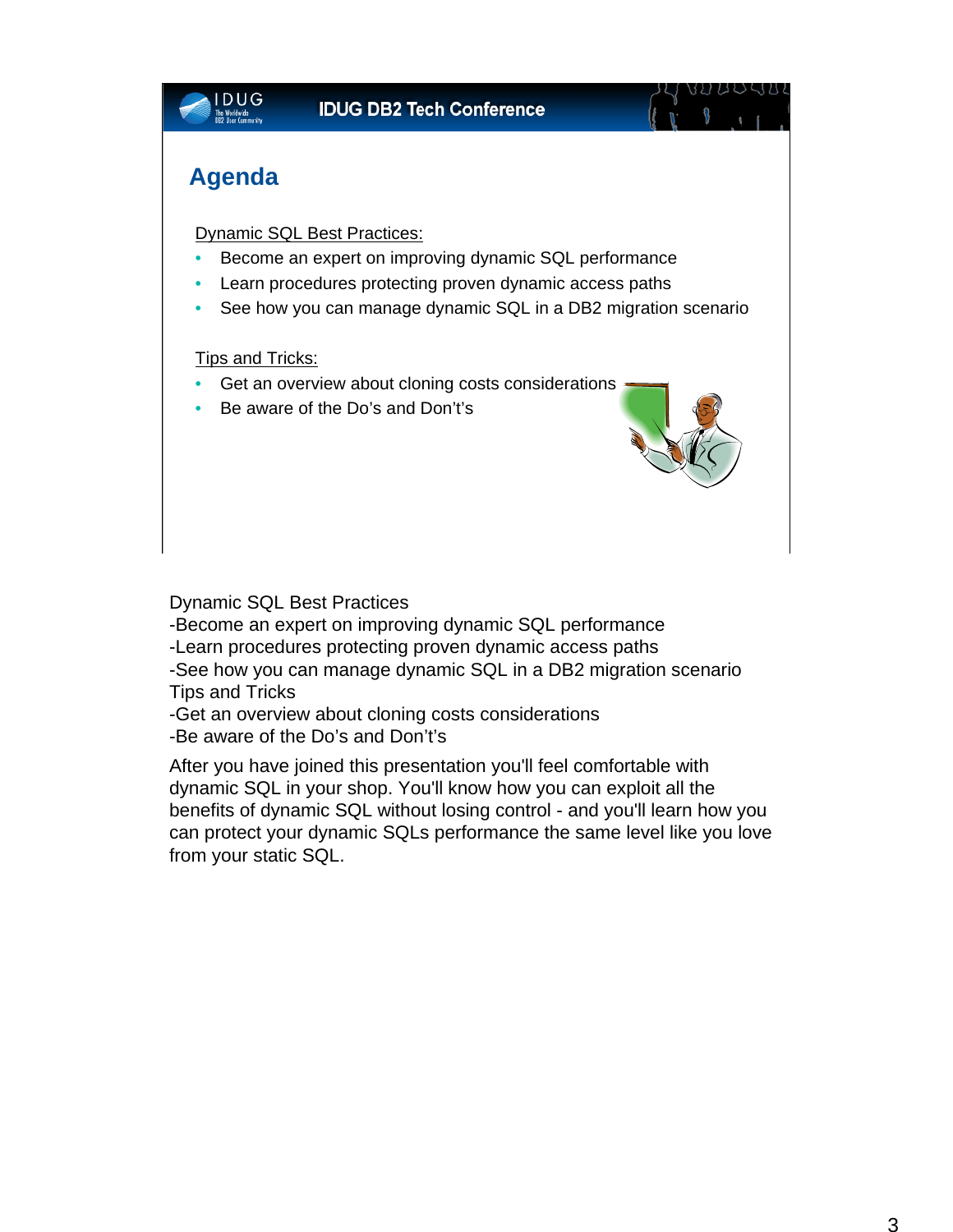## Agenda

Dynamic SQL Best Practices:

- Become an expert on improving dynamic SQL performance
- Learn procedures protecting proven dynamic access paths
- See how you can manage dynamic SQL in a DB2 migration scenario

Tips and Tricks:

- Get an overview about cloning costs considerations
- Be aware of the Do's and Don't's

Dynamic SQL Best Practices
-Become an expert on improving dynamic SQL performance
-Learn procedures protecting proven dynamic access paths
-See how you can manage dynamic SQL in a DB2 migration scenario
Tips and Tricks
-Get an overview about cloning costs considerations
-Be aware of the Do's and Don't's

After you have joined this presentation you'll feel comfortable with dynamic SQL in your shop. You'll know how you can exploit all the benefits of dynamic SQL without losing control - and you'll learn how you can protect your dynamic SQLs performance the same level like you love from your static SQL.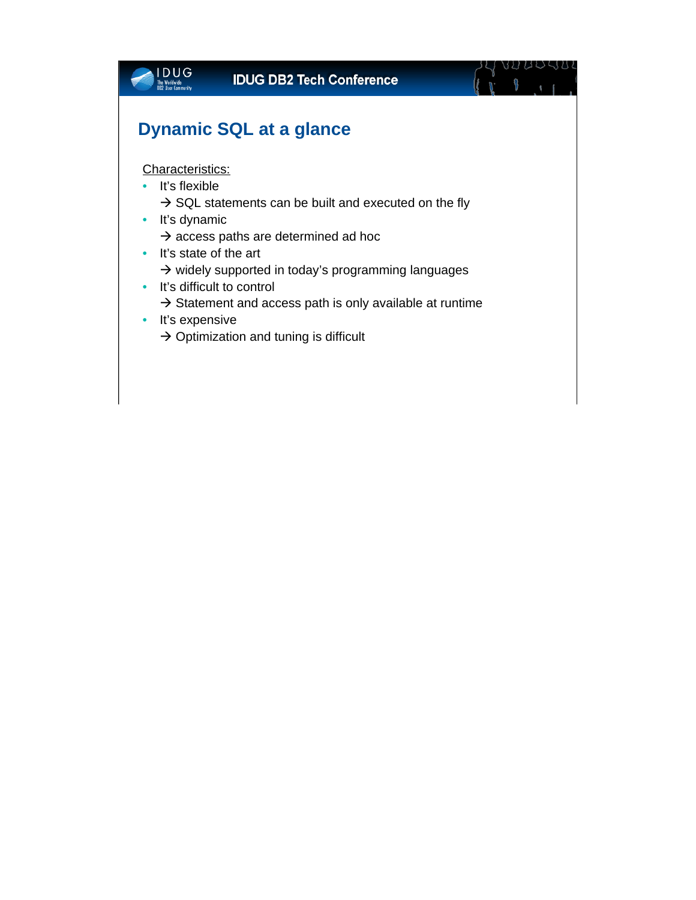# Dynamic SQL at a glance

Characteristics:

- It's flexible
  → SQL statements can be built and executed on the fly
- It's dynamic
  → access paths are determined ad hoc
- It's state of the art
  → widely supported in today's programming languages
- It's difficult to control
  → Statement and access path is only available at runtime
- It's expensive
  → Optimization and tuning is difficult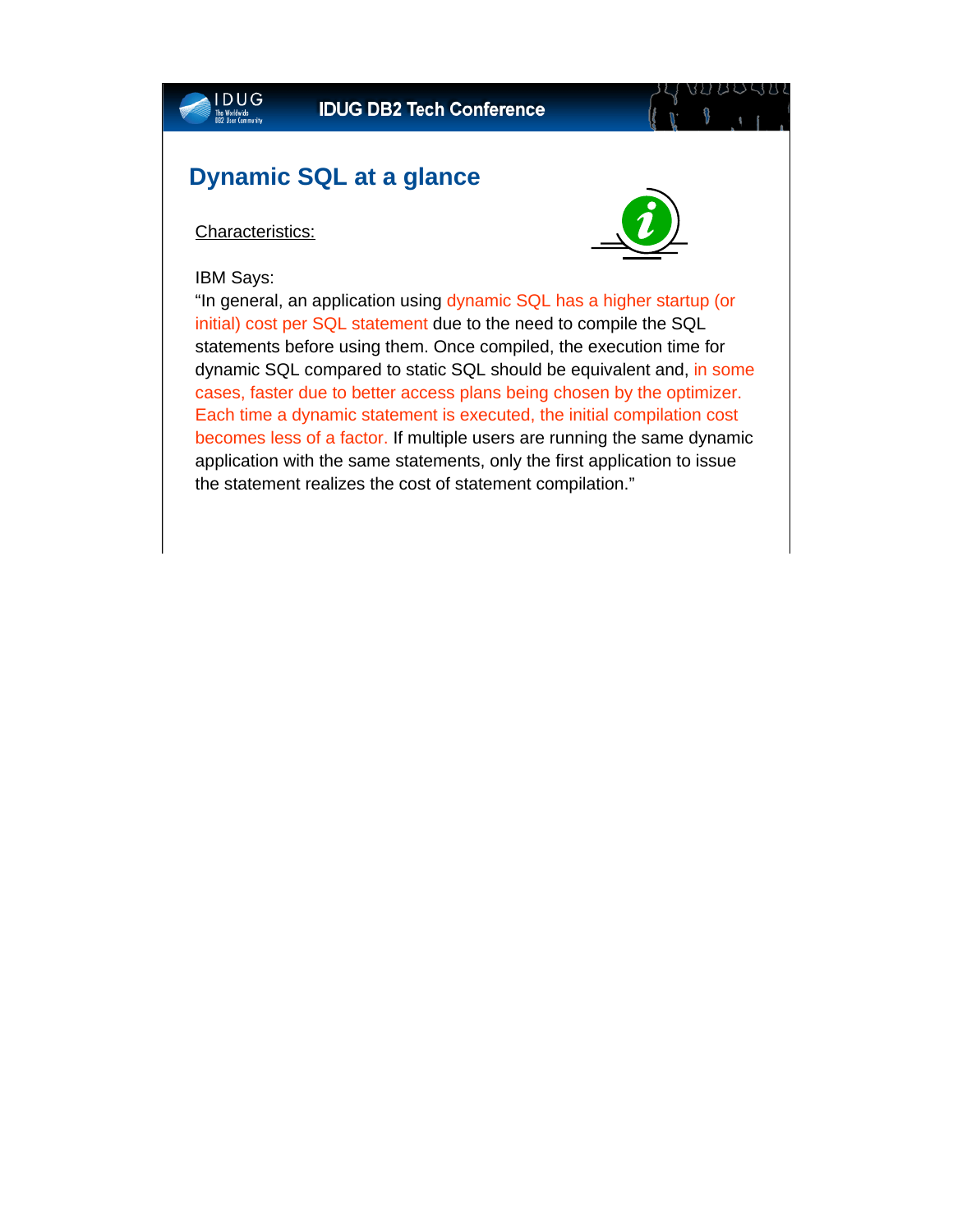## Dynamic SQL at a glance

<u>Characteristics:</u>

IBM Says:

"In general, an application using dynamic SQL has a higher startup (or initial) cost per SQL statement due to the need to compile the SQL statements before using them. Once compiled, the execution time for dynamic SQL compared to static SQL should be equivalent and, in some cases, faster due to better access plans being chosen by the optimizer. Each time a dynamic statement is executed, the initial compilation cost becomes less of a factor. If multiple users are running the same dynamic application with the same statements, only the first application to issue the statement realizes the cost of statement compilation."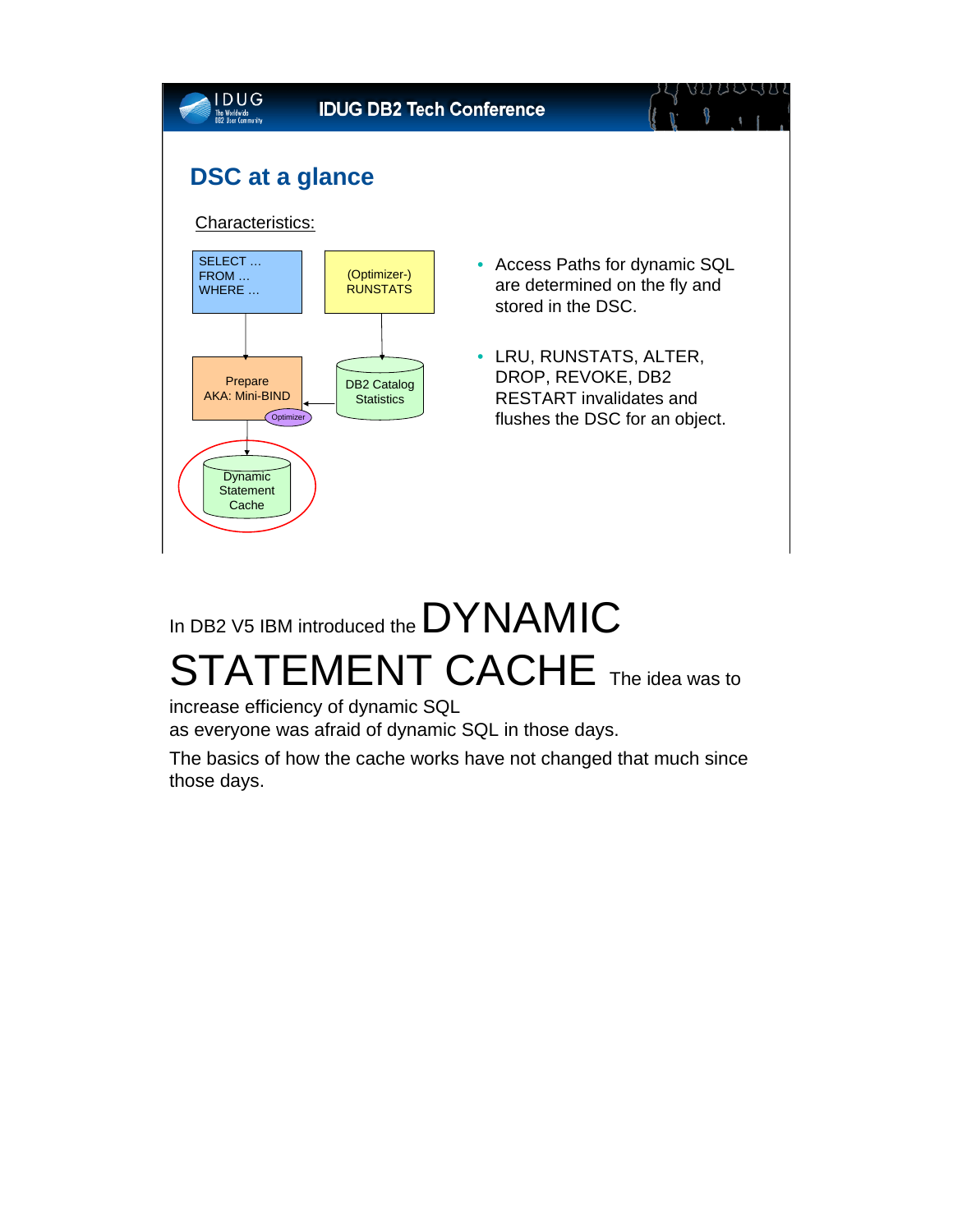## DSC at a glance

Characteristics:

SELECT …
FROM …
WHERE …

(Optimizer-)
RUNSTATS

Prepare
AKA: Mini-BIND

Optimizer

DB2 Catalog
Statistics

Dynamic
Statement
Cache

- Access Paths for dynamic SQL are determined on the fly and stored in the DSC.
- LRU, RUNSTATS, ALTER, DROP, REVOKE, DB2 RESTART invalidates and flushes the DSC for an object.

In DB2 V5 IBM introduced the DYNAMIC STATEMENT CACHE The idea was to increase efficiency of dynamic SQL
as everyone was afraid of dynamic SQL in those days.

The basics of how the cache works have not changed that much since those days.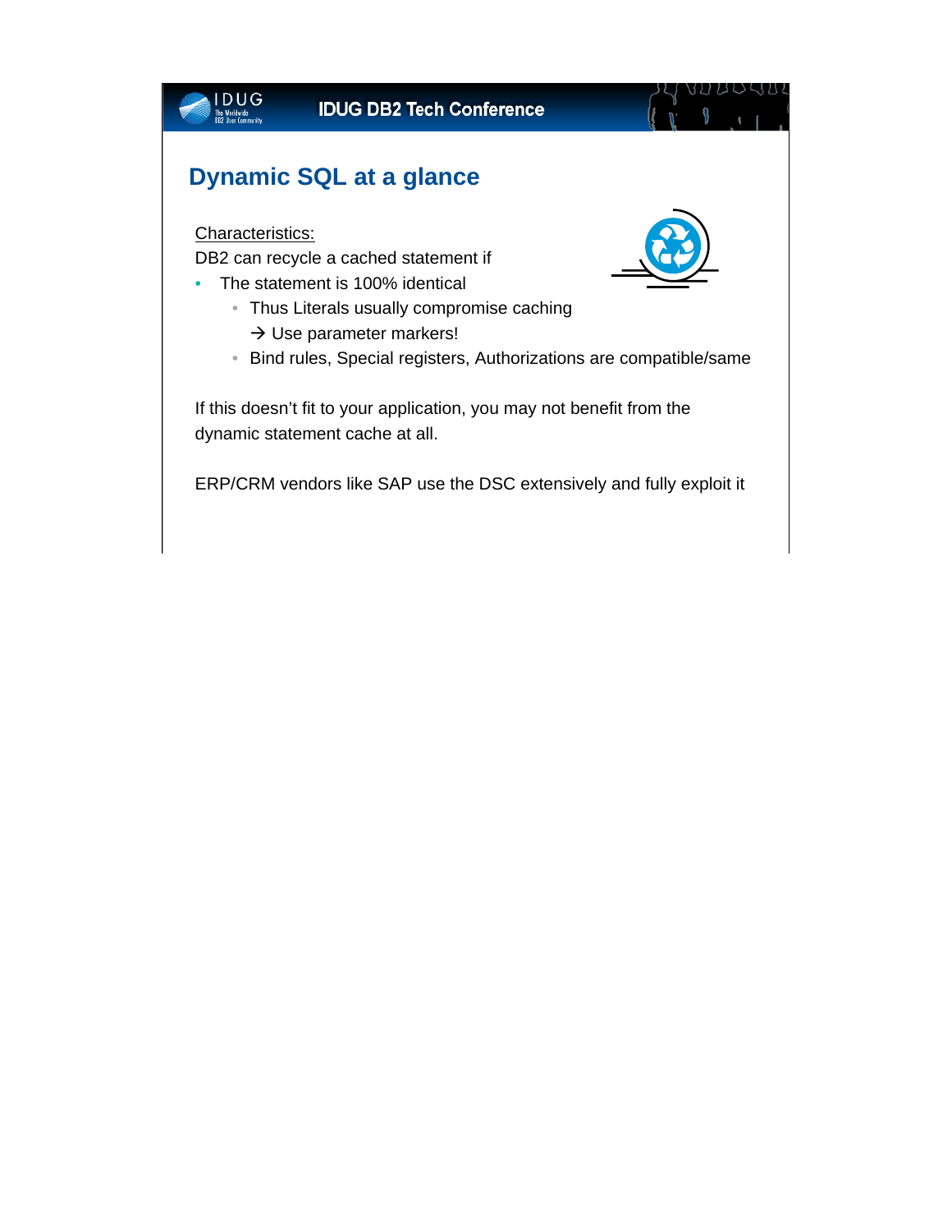# Dynamic SQL at a glance

Characteristics:

DB2 can recycle a cached statement if

- The statement is 100% identical
  - Thus Literals usually compromise caching
    
    → Use parameter markers!
  - Bind rules, Special registers, Authorizations are compatible/same

If this doesn't fit to your application, you may not benefit from the dynamic statement cache at all.

ERP/CRM vendors like SAP use the DSC extensively and fully exploit it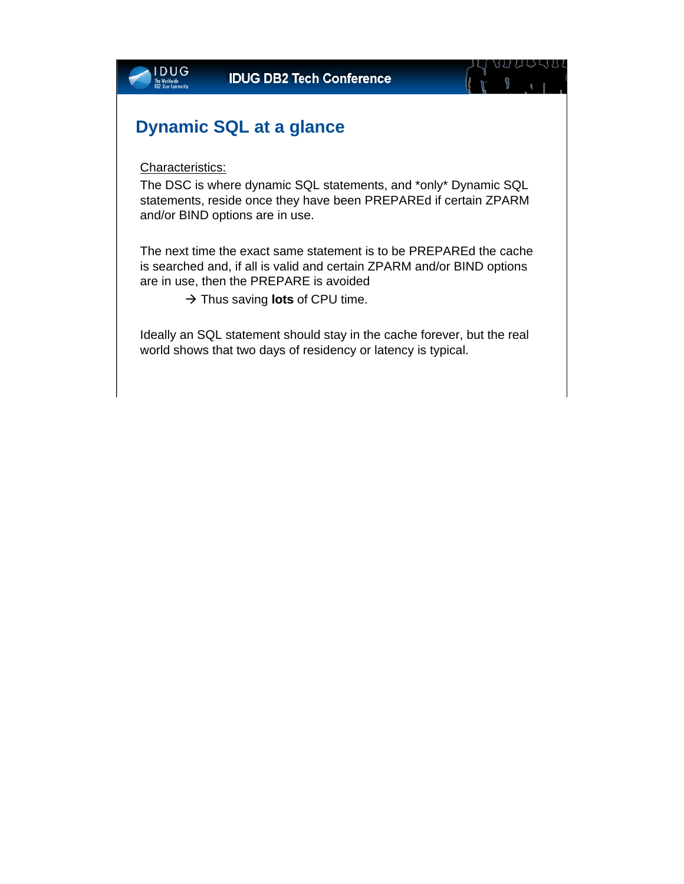# Dynamic SQL at a glance

Characteristics:

The DSC is where dynamic SQL statements, and *only* Dynamic SQL statements, reside once they have been PREPAREd if certain ZPARM and/or BIND options are in use.

The next time the exact same statement is to be PREPAREd the cache is searched and, if all is valid and certain ZPARM and/or BIND options are in use, then the PREPARE is avoided

→ Thus saving **lots** of CPU time.

Ideally an SQL statement should stay in the cache forever, but the real world shows that two days of residency or latency is typical.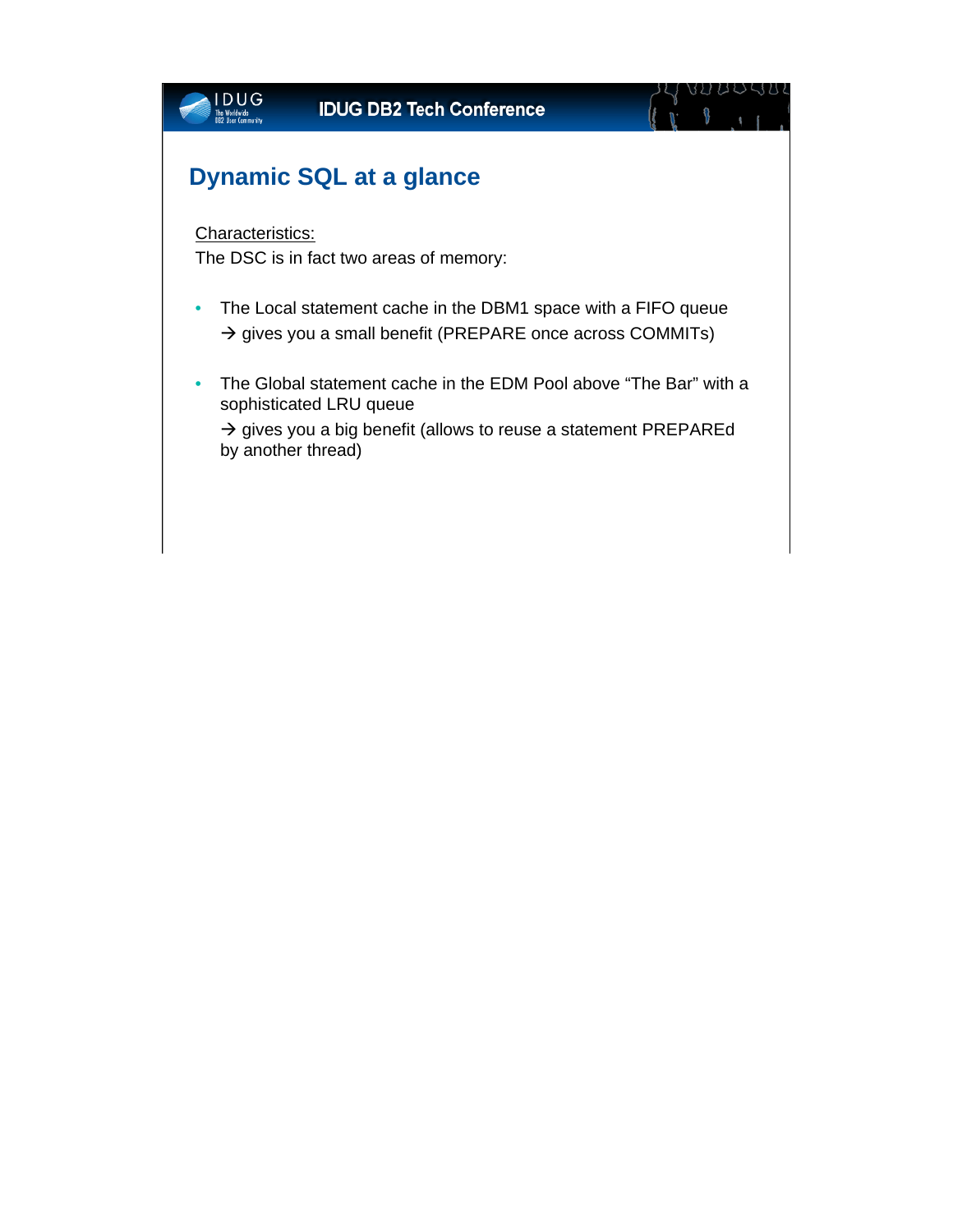# Dynamic SQL at a glance

Characteristics:

The DSC is in fact two areas of memory:

- The Local statement cache in the DBM1 space with a FIFO queue
  → gives you a small benefit (PREPARE once across COMMITs)

- The Global statement cache in the EDM Pool above “The Bar” with a sophisticated LRU queue
  → gives you a big benefit (allows to reuse a statement PREPAREd by another thread)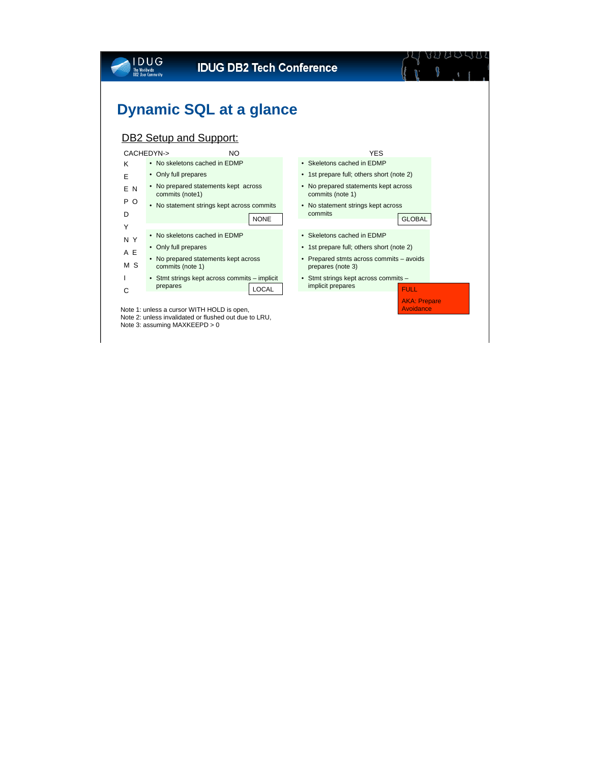# Dynamic SQL at a glance

## DB2 Setup and Support:

| KEEPDYNAMIC \ CACHEDYN-> | NO | YES |
|---|---|---|
| NO | • No skeletons cached in EDMP<br>• Only full prepares<br>• No prepared statements kept across commits (note1)<br>• No statement strings kept across commits<br>**NONE** | • Skeletons cached in EDMP<br>• 1st prepare full; others short (note 2)<br>• No prepared statements kept across commits (note 1)<br>• No statement strings kept across commits<br>**GLOBAL** |
| YES | • No skeletons cached in EDMP<br>• Only full prepares<br>• No prepared statements kept across commits (note 1)<br>• Stmt strings kept across commits – implicit prepares<br>**LOCAL** | • Skeletons cached in EDMP<br>• 1st prepare full; others short (note 2)<br>• Prepared stmts across commits – avoids prepares (note 3)<br>• Stmt strings kept across commits – implicit prepares<br>**FULL**<br>AKA: Prepare Avoidance |

Note 1: unless a cursor WITH HOLD is open,
Note 2: unless invalidated or flushed out due to LRU,
Note 3: assuming MAXKEEPD > 0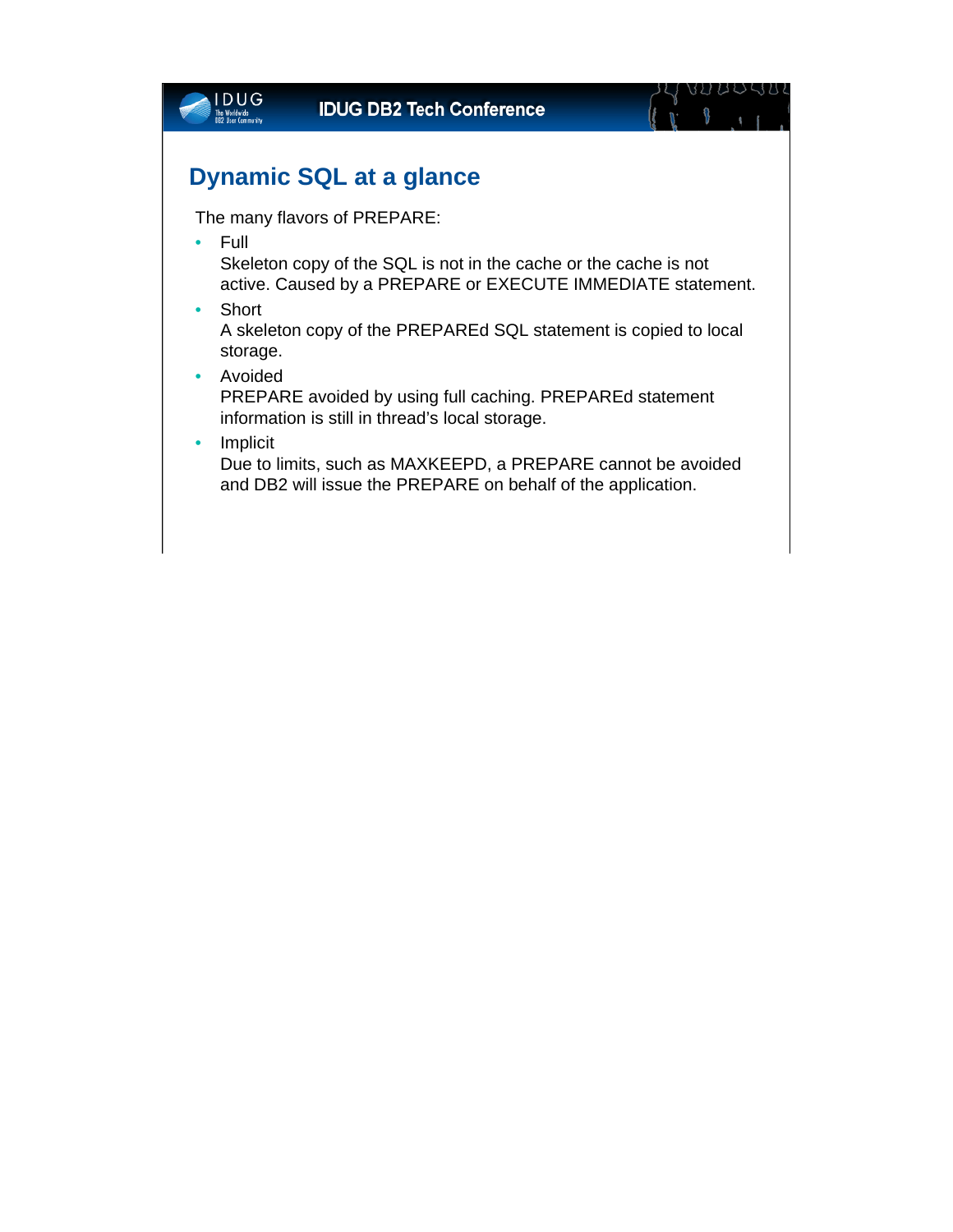## Dynamic SQL at a glance

The many flavors of PREPARE:

- Full
  Skeleton copy of the SQL is not in the cache or the cache is not active. Caused by a PREPARE or EXECUTE IMMEDIATE statement.
- Short
  A skeleton copy of the PREPAREd SQL statement is copied to local storage.
- Avoided
  PREPARE avoided by using full caching. PREPAREd statement information is still in thread's local storage.
- Implicit
  Due to limits, such as MAXKEEPD, a PREPARE cannot be avoided and DB2 will issue the PREPARE on behalf of the application.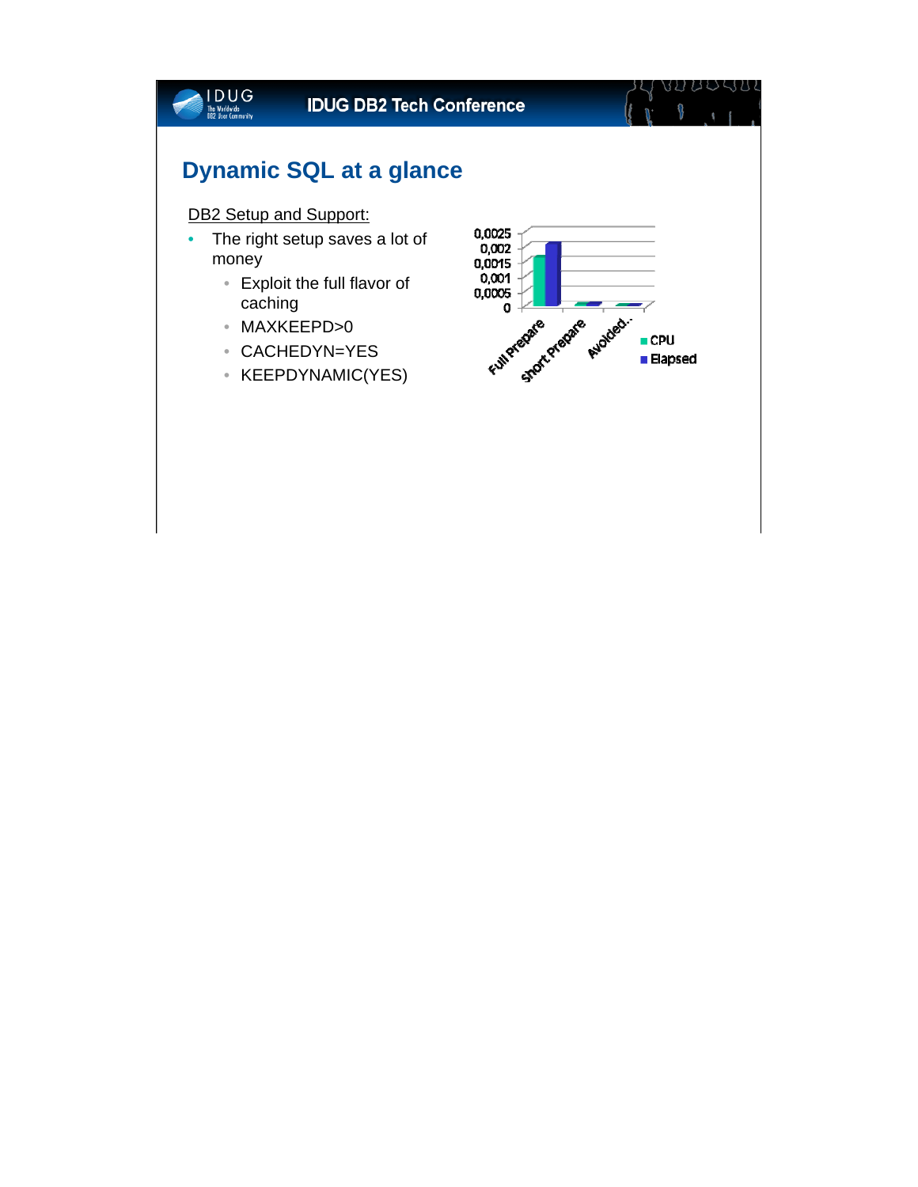## Dynamic SQL at a glance

DB2 Setup and Support:

- The right setup saves a lot of money
  - Exploit the full flavor of caching
  - MAXKEEPD>0
  - CACHEDYN=YES
  - KEEPDYNAMIC(YES)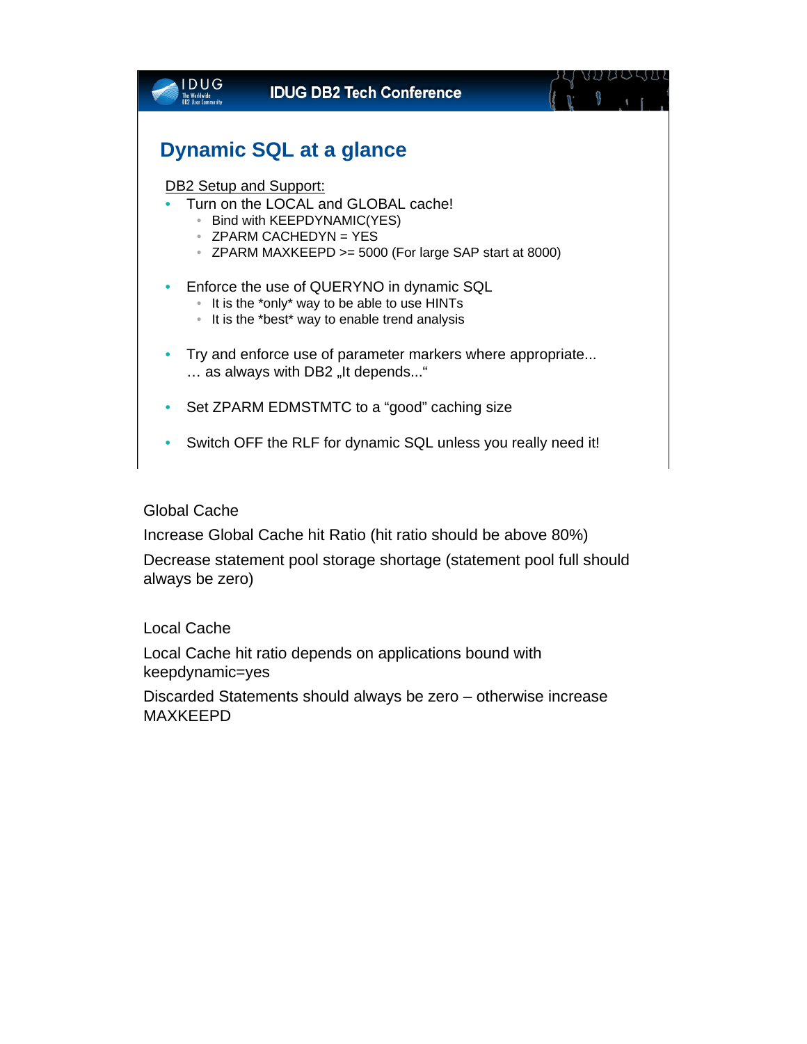## Dynamic SQL at a glance

<u>DB2 Setup and Support:</u>

- Turn on the LOCAL and GLOBAL cache!
  - Bind with KEEPDYNAMIC(YES)
  - ZPARM CACHEDYN = YES
  - ZPARM MAXKEEPD >= 5000 (For large SAP start at 8000)
- Enforce the use of QUERYNO in dynamic SQL
  - It is the *only* way to be able to use HINTs
  - It is the *best* way to enable trend analysis
- Try and enforce use of parameter markers where appropriate...
  … as always with DB2 „It depends...“
- Set ZPARM EDMSTMTC to a “good” caching size
- Switch OFF the RLF for dynamic SQL unless you really need it!

Global Cache

Increase Global Cache hit Ratio (hit ratio should be above 80%)

Decrease statement pool storage shortage (statement pool full should always be zero)

Local Cache

Local Cache hit ratio depends on applications bound with keepdynamic=yes

Discarded Statements should always be zero – otherwise increase MAXKEEPD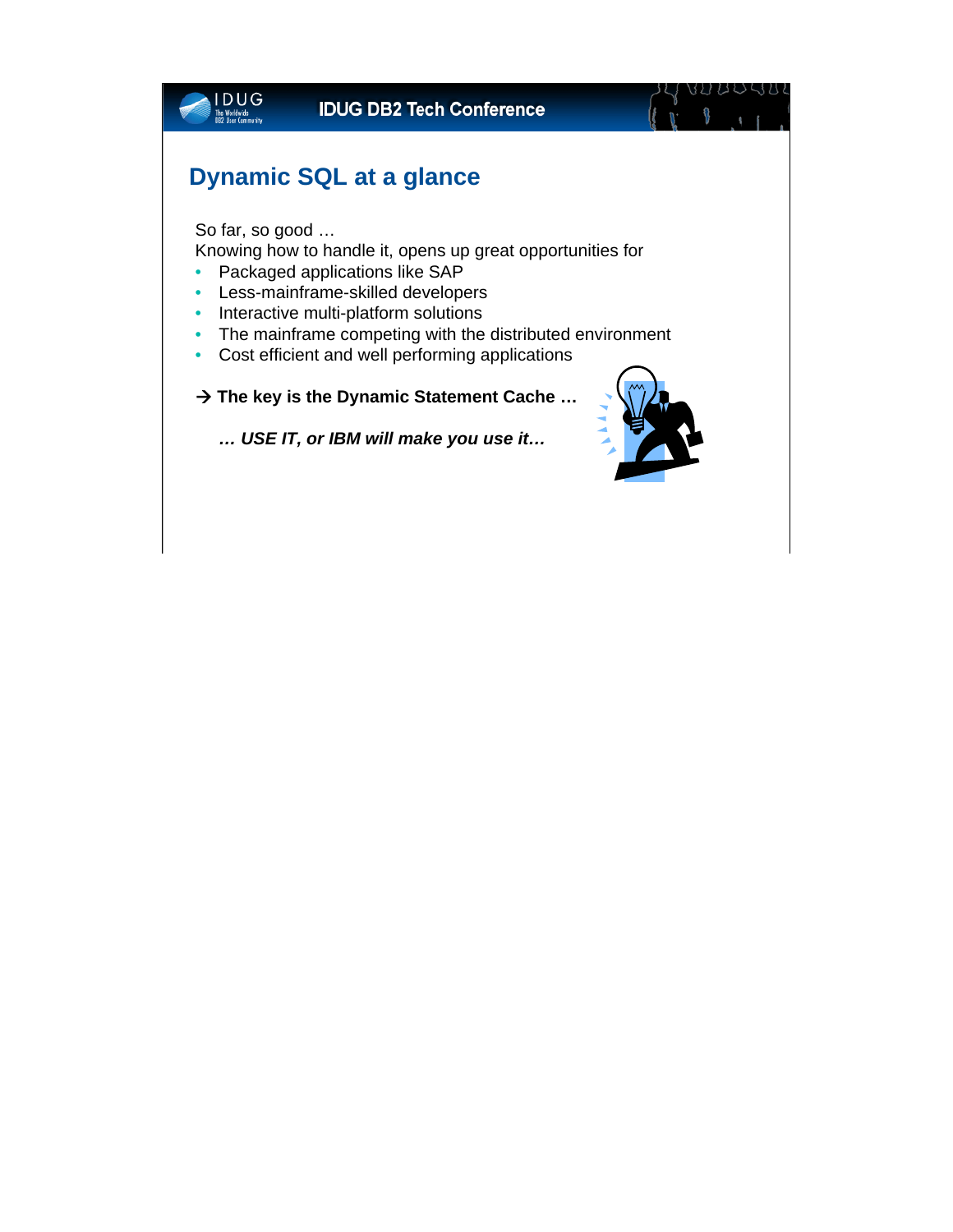## Dynamic SQL at a glance

So far, so good …

Knowing how to handle it, opens up great opportunities for

- Packaged applications like SAP
- Less-mainframe-skilled developers
- Interactive multi-platform solutions
- The mainframe competing with the distributed environment
- Cost efficient and well performing applications

**→ The key is the Dynamic Statement Cache …**

***… USE IT, or IBM will make you use it…***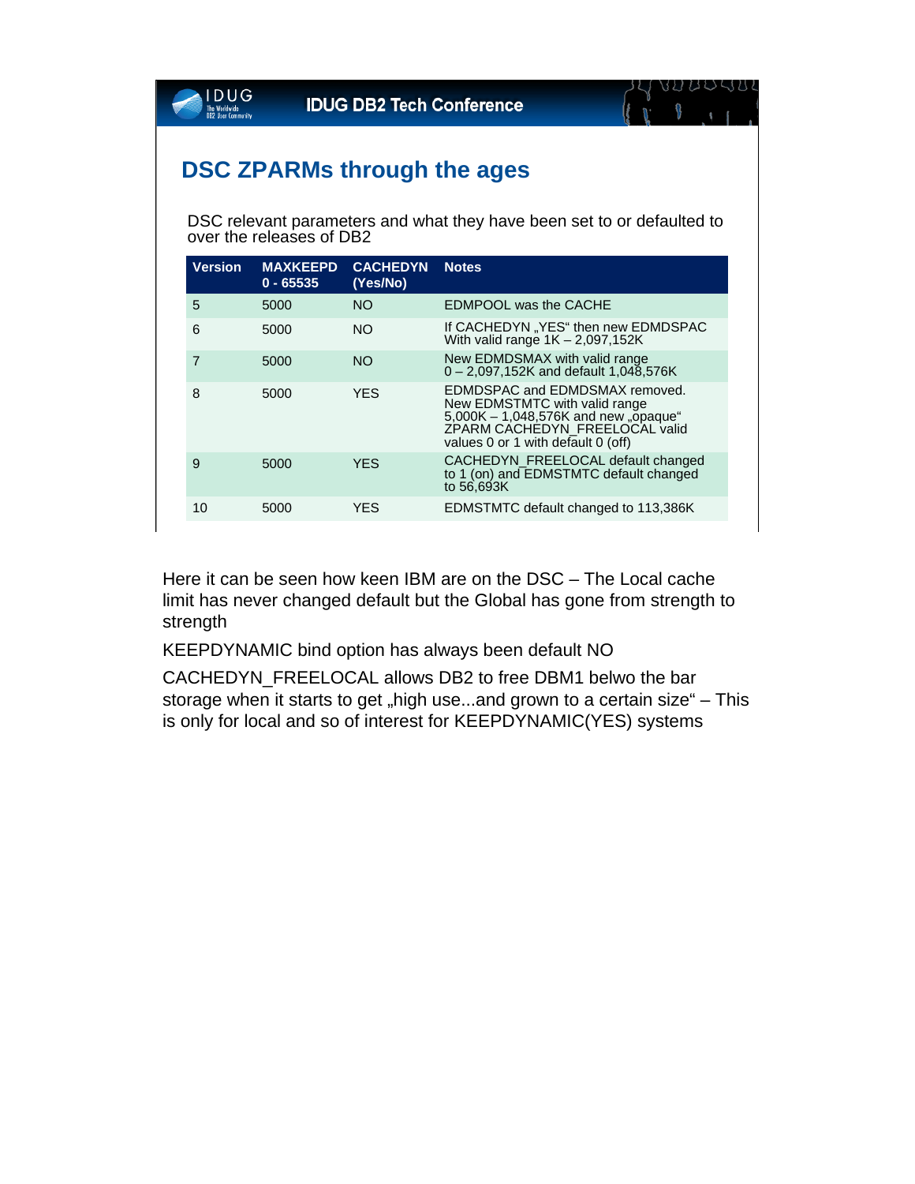## DSC ZPARMs through the ages

DSC relevant parameters and what they have been set to or defaulted to over the releases of DB2

| Version | MAXKEEPD 0 - 65535 | CACHEDYN (Yes/No) | Notes |
|---|---|---|---|
| 5 | 5000 | NO | EDMPOOL was the CACHE |
| 6 | 5000 | NO | If CACHEDYN „YES“ then new EDMDSPAC With valid range 1K – 2,097,152K |
| 7 | 5000 | NO | New EDMDSMAX with valid range 0 – 2,097,152K and default 1,048,576K |
| 8 | 5000 | YES | EDMDSPAC and EDMDSMAX removed. New EDMSTMTC with valid range 5,000K – 1,048,576K and new „opaque“ ZPARM CACHEDYN_FREELOCAL valid values 0 or 1 with default 0 (off) |
| 9 | 5000 | YES | CACHEDYN_FREELOCAL default changed to 1 (on) and EDMSTMTC default changed to 56,693K |
| 10 | 5000 | YES | EDMSTMTC default changed to 113,386K |

Here it can be seen how keen IBM are on the DSC – The Local cache limit has never changed default but the Global has gone from strength to strength

KEEPDYNAMIC bind option has always been default NO

CACHEDYN_FREELOCAL allows DB2 to free DBM1 belwo the bar storage when it starts to get „high use...and grown to a certain size“ – This is only for local and so of interest for KEEPDYNAMIC(YES) systems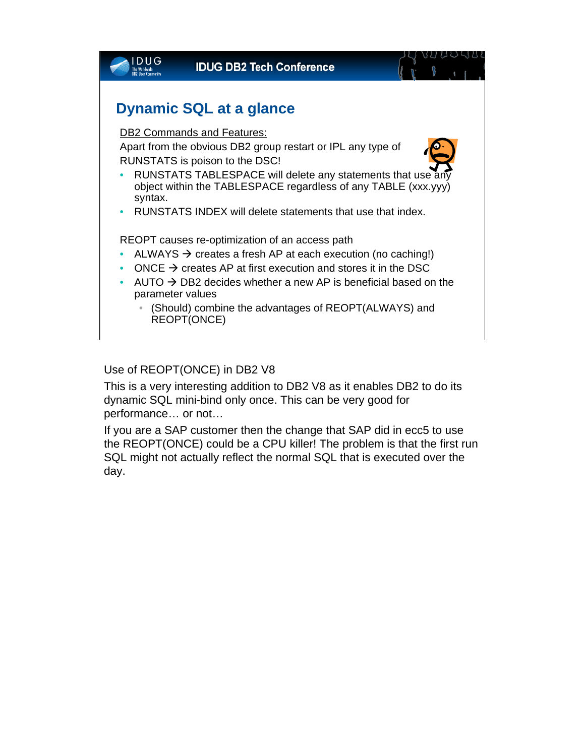## Dynamic SQL at a glance

DB2 Commands and Features:

Apart from the obvious DB2 group restart or IPL any type of RUNSTATS is poison to the DSC!

- RUNSTATS TABLESPACE will delete any statements that use any object within the TABLESPACE regardless of any TABLE (xxx.yyy) syntax.
- RUNSTATS INDEX will delete statements that use that index.

REOPT causes re-optimization of an access path

- ALWAYS → creates a fresh AP at each execution (no caching!)
- ONCE → creates AP at first execution and stores it in the DSC
- AUTO → DB2 decides whether a new AP is beneficial based on the parameter values
  - (Should) combine the advantages of REOPT(ALWAYS) and REOPT(ONCE)

Use of REOPT(ONCE) in DB2 V8

This is a very interesting addition to DB2 V8 as it enables DB2 to do its dynamic SQL mini-bind only once. This can be very good for performance… or not…

If you are a SAP customer then the change that SAP did in ecc5 to use the REOPT(ONCE) could be a CPU killer! The problem is that the first run SQL might not actually reflect the normal SQL that is executed over the day.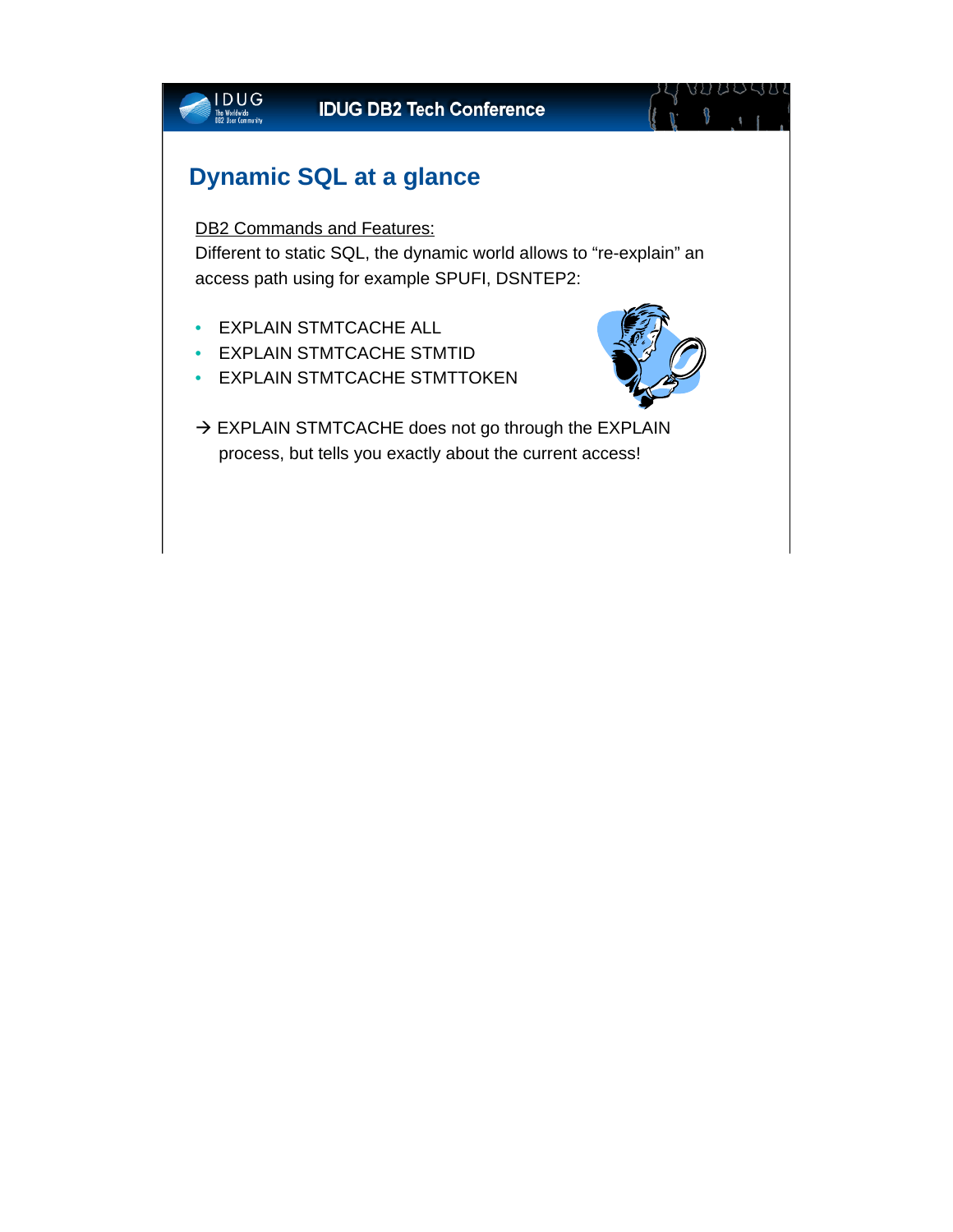## Dynamic SQL at a glance

DB2 Commands and Features:

Different to static SQL, the dynamic world allows to "re-explain" an access path using for example SPUFI, DSNTEP2:

- EXPLAIN STMTCACHE ALL
- EXPLAIN STMTCACHE STMTID
- EXPLAIN STMTCACHE STMTTOKEN

→ EXPLAIN STMTCACHE does not go through the EXPLAIN process, but tells you exactly about the current access!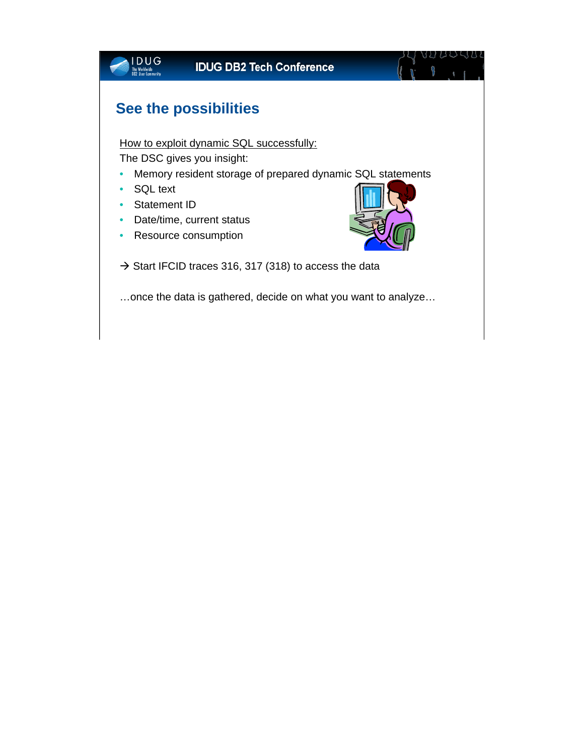## See the possibilities

How to exploit dynamic SQL successfully:

The DSC gives you insight:

- Memory resident storage of prepared dynamic SQL statements
- SQL text
- Statement ID
- Date/time, current status
- Resource consumption

→ Start IFCID traces 316, 317 (318) to access the data

…once the data is gathered, decide on what you want to analyze…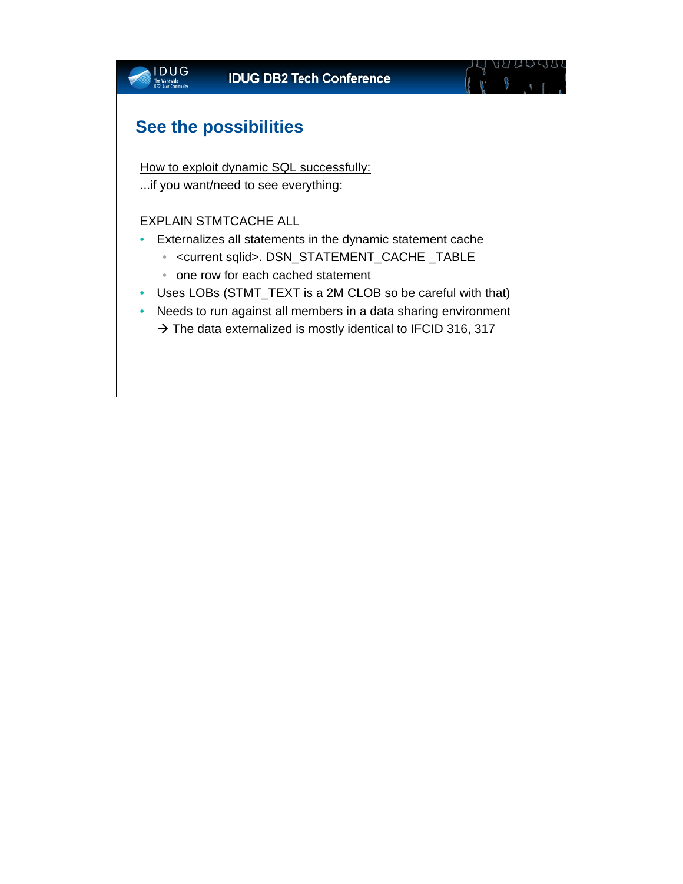## See the possibilities

How to exploit dynamic SQL successfully:
...if you want/need to see everything:

EXPLAIN STMTCACHE ALL

- Externalizes all statements in the dynamic statement cache
  - <current sqlid>. DSN_STATEMENT_CACHE _TABLE
  - one row for each cached statement
- Uses LOBs (STMT_TEXT is a 2M CLOB so be careful with that)
- Needs to run against all members in a data sharing environment
  → The data externalized is mostly identical to IFCID 316, 317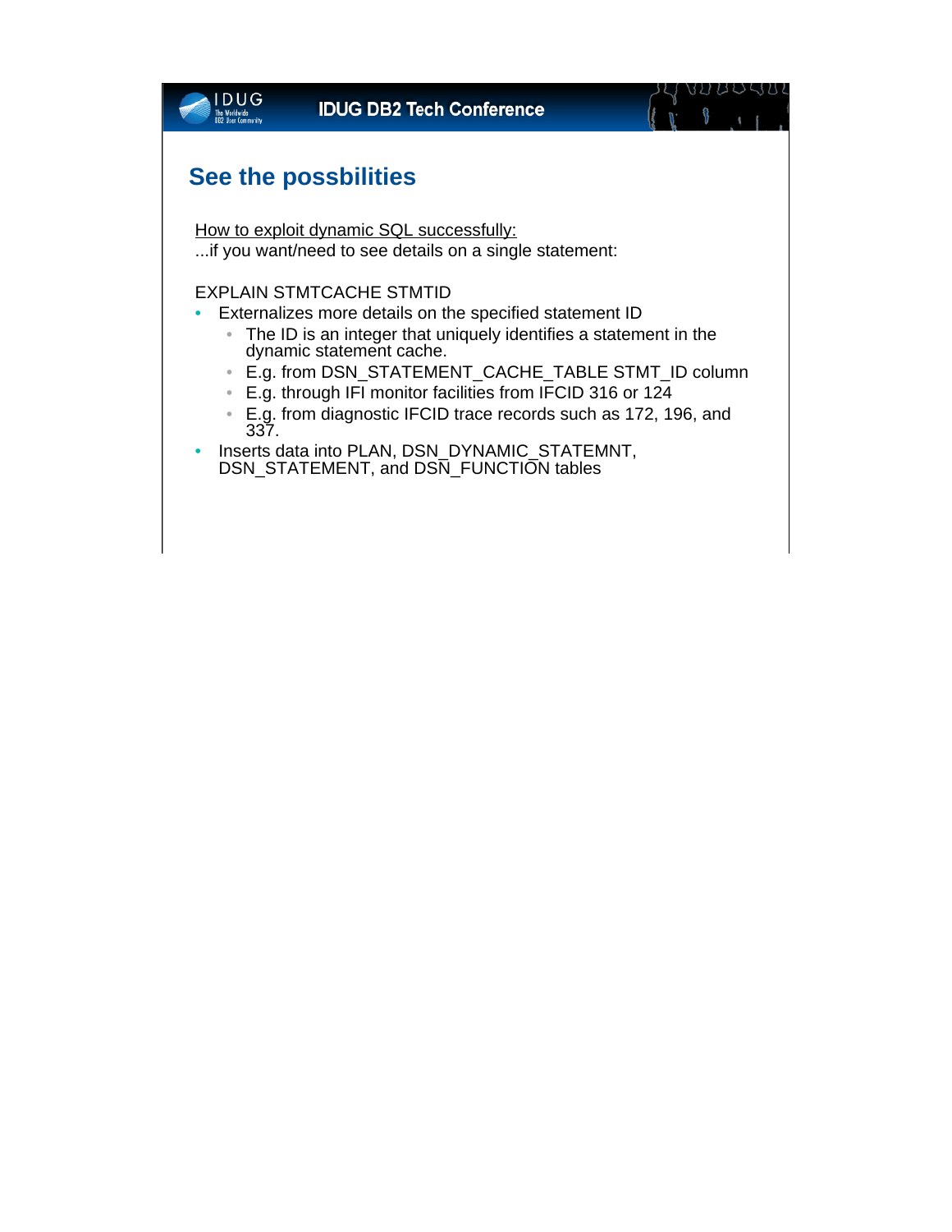## See the possbilities

How to exploit dynamic SQL successfully:
...if you want/need to see details on a single statement:

EXPLAIN STMTCACHE STMTID

- Externalizes more details on the specified statement ID
  - The ID is an integer that uniquely identifies a statement in the dynamic statement cache.
  - E.g. from DSN_STATEMENT_CACHE_TABLE STMT_ID column
  - E.g. through IFI monitor facilities from IFCID 316 or 124
  - E.g. from diagnostic IFCID trace records such as 172, 196, and 337.
- Inserts data into PLAN, DSN_DYNAMIC_STATEMNT, DSN_STATEMENT, and DSN_FUNCTION tables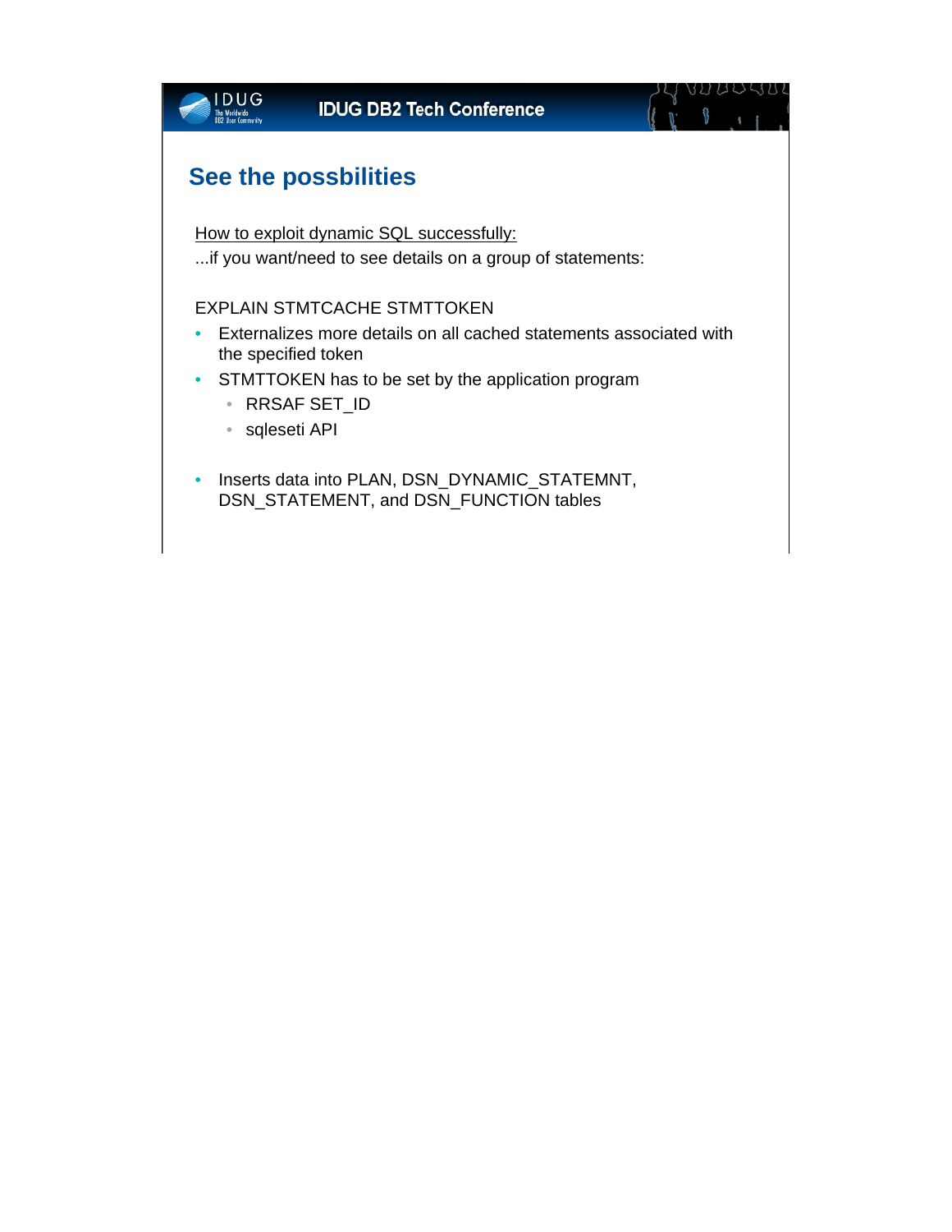## See the possbilities

How to exploit dynamic SQL successfully:

...if you want/need to see details on a group of statements:

EXPLAIN STMTCACHE STMTTOKEN

- Externalizes more details on all cached statements associated with the specified token
- STMTTOKEN has to be set by the application program
  - RRSAF SET_ID
  - sqleseti API
- Inserts data into PLAN, DSN_DYNAMIC_STATEMNT, DSN_STATEMENT, and DSN_FUNCTION tables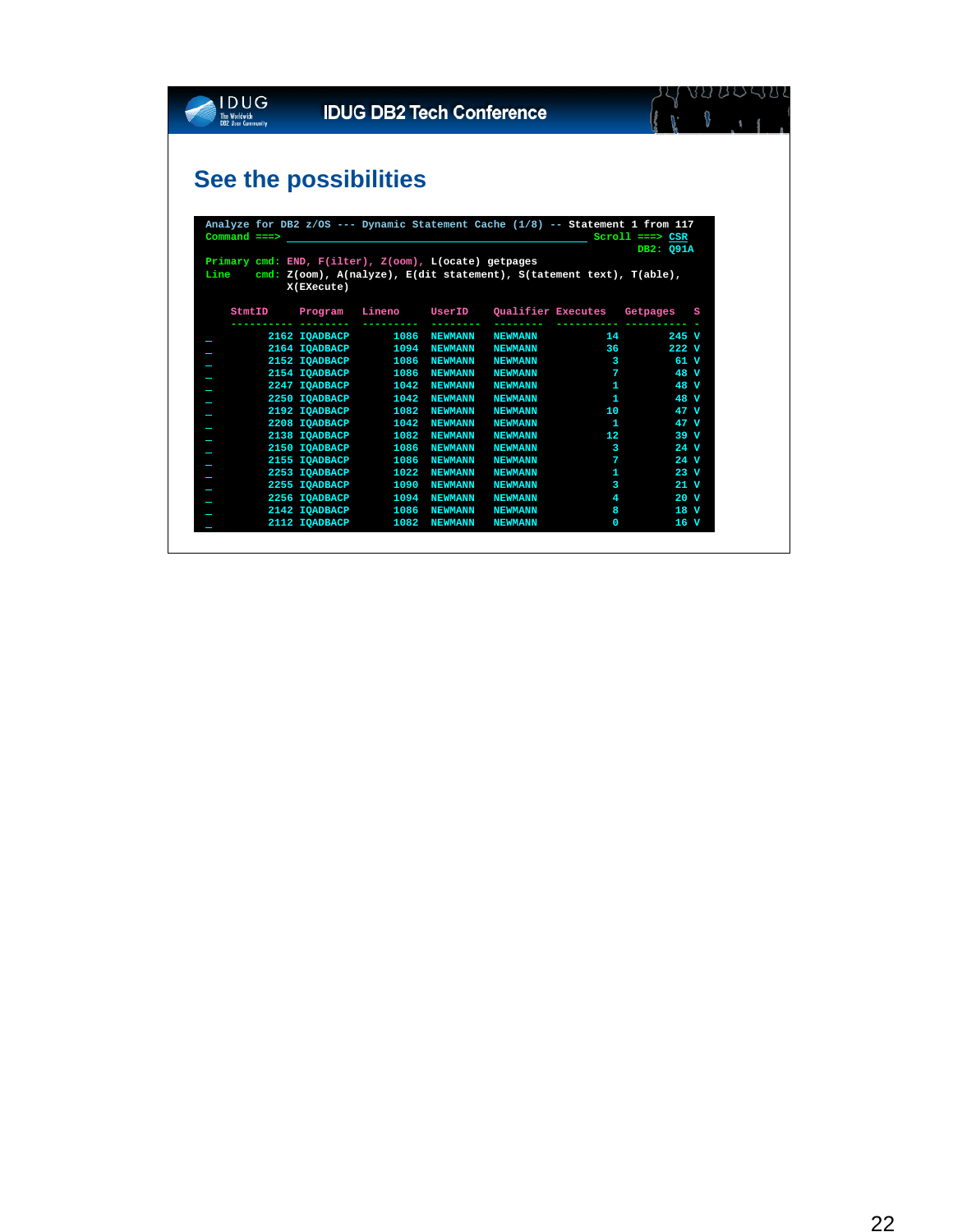## See the possibilities

```
Analyze for DB2 z/OS --- Dynamic Statement Cache (1/8) -- Statement 1 from 117
Command ===> ________________________________________________ Scroll ===> CSR
                                                                    DB2: Q91A
Primary cmd: END, F(ilter), Z(oom), L(ocate) getpages
Line    cmd: Z(oom), A(nalyze), E(dit statement), S(tatement text), T(able),
             X(EXecute)

    StmtID     Program   Lineno     UserID     Qualifier Executes   Getpages   S
    ---------- -------- ---------  --------   --------  ---------- ---------- -
_         2162 IQADBACP      1086  NEWMANN    NEWMANN           14        245 V
_         2164 IQADBACP      1094  NEWMANN    NEWMANN           36        222 V
_         2152 IQADBACP      1086  NEWMANN    NEWMANN            3         61 V
_         2154 IQADBACP      1086  NEWMANN    NEWMANN            7         48 V
_         2247 IQADBACP      1042  NEWMANN    NEWMANN            1         48 V
_         2250 IQADBACP      1042  NEWMANN    NEWMANN            1         48 V
_         2192 IQADBACP      1082  NEWMANN    NEWMANN           10         47 V
_         2208 IQADBACP      1042  NEWMANN    NEWMANN            1         47 V
_         2138 IQADBACP      1082  NEWMANN    NEWMANN           12         39 V
_         2150 IQADBACP      1086  NEWMANN    NEWMANN            3         24 V
_         2155 IQADBACP      1086  NEWMANN    NEWMANN            7         24 V
_         2253 IQADBACP      1022  NEWMANN    NEWMANN            1         23 V
_         2255 IQADBACP      1090  NEWMANN    NEWMANN            3         21 V
_         2256 IQADBACP      1094  NEWMANN    NEWMANN            4         20 V
_         2142 IQADBACP      1086  NEWMANN    NEWMANN            8         18 V
_         2112 IQADBACP      1082  NEWMANN    NEWMANN            0         16 V
```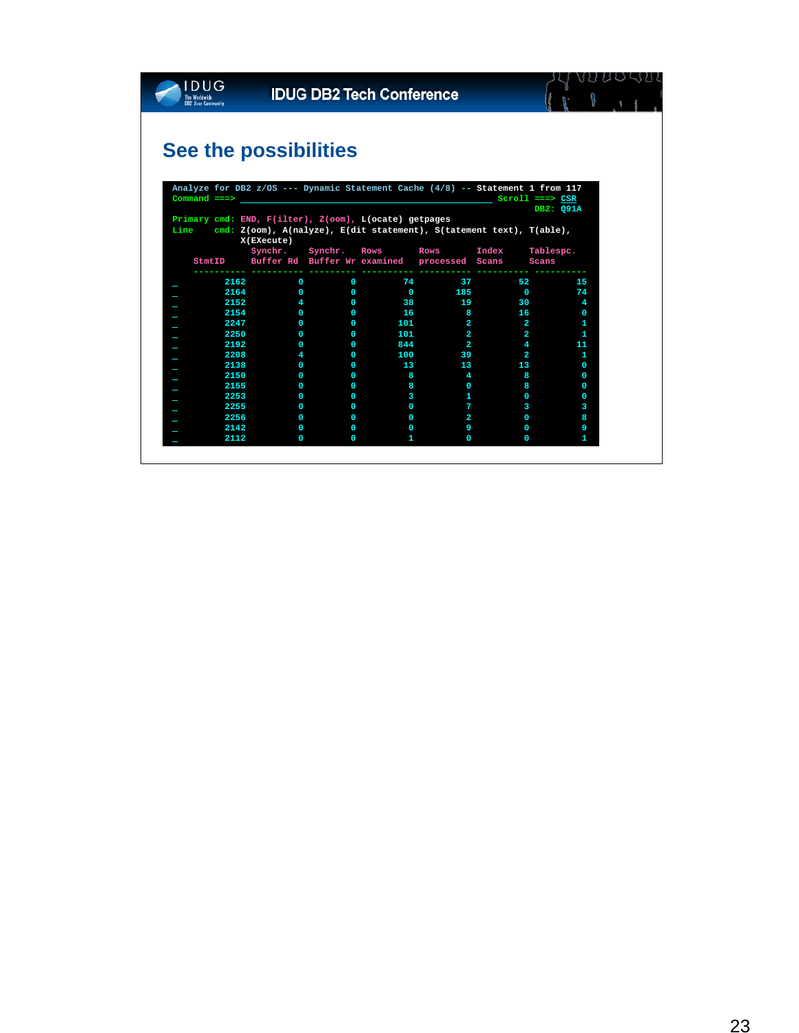## See the possibilities

```
Analyze for DB2 z/OS --- Dynamic Statement Cache (4/8) -- Statement 1 from 117
Command ===> ____________________________________________ Scroll ===> CSR
                                                                DB2: Q91A
Primary cmd: END, F(ilter), Z(oom), L(ocate) getpages
Line    cmd: Z(oom), A(nalyze), E(dit statement), S(tatement text), T(able),
             X(EXecute)
                 Synchr.    Synchr.   Rows       Rows       Index      Tablespc.
    StmtID       Buffer Rd  Buffer Wr examined   processed  Scans      Scans
    ---------- ---------- ---------- ---------- ---------- ---------- ----------
_         2162          0          0         74         37         52         15
_         2164          0          0          0        185          0         74
_         2152          4          0         38         19         30          4
_         2154          0          0         16          8         16          0
_         2247          0          0        101          2          2          1
_         2250          0          0        101          2          2          1
_         2192          0          0        844          2          4         11
_         2208          4          0        100         39          2          1
_         2138          0          0         13         13         13          0
_         2150          0          0          8          4          8          0
_         2155          0          0          8          0          8          0
_         2253          0          0          3          1          0          0
_         2255          0          0          0          7          3          3
_         2256          0          0          0          2          0          8
_         2142          0          0          0          9          0          9
_         2112          0          0          1          0          0          1
```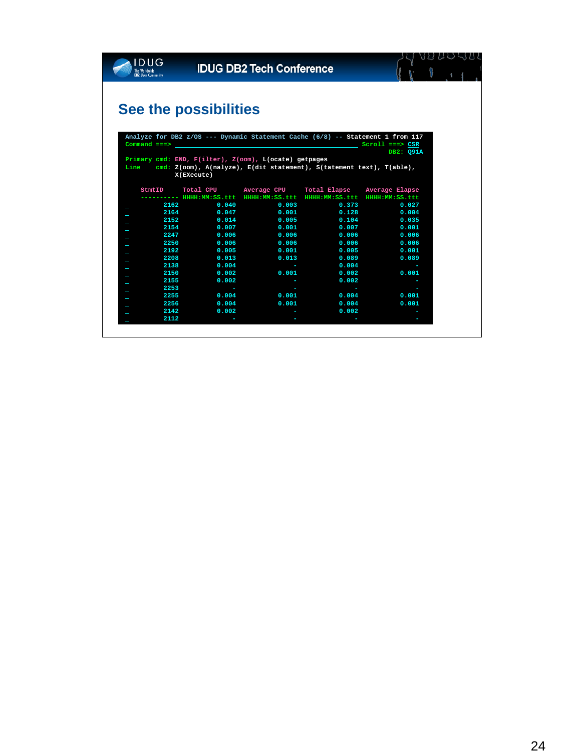## See the possibilities

```
Analyze for DB2 z/OS --- Dynamic Statement Cache (6/8) -- Statement 1 from 117
Command ===> ________________________________________________ Scroll ===> CSR
                                                                      DB2: Q91A
Primary cmd: END, F(ilter), Z(oom), L(ocate) getpages
Line    cmd: Z(oom), A(nalyze), E(dit statement), S(tatement text), T(able),
             X(EXecute)

    StmtID     Total CPU       Average CPU     Total Elapse    Average Elapse
    ---------- HHHH:MM:SS.ttt  HHHH:MM:SS.ttt  HHHH:MM:SS.ttt  HHHH:MM:SS.ttt
_         2162          0.040           0.003           0.373           0.027
_         2164          0.047           0.001           0.128           0.004
_         2152          0.014           0.005           0.104           0.035
_         2154          0.007           0.001           0.007           0.001
_         2247          0.006           0.006           0.006           0.006
_         2250          0.006           0.006           0.006           0.006
_         2192          0.005           0.001           0.005           0.001
_         2208          0.013           0.013           0.089           0.089
_         2138          0.004               -           0.004               -
_         2150          0.002           0.001           0.002           0.001
_         2155          0.002               -           0.002               -
_         2253              -               -               -               -
_         2255          0.004           0.001           0.004           0.001
_         2256          0.004           0.001           0.004           0.001
_         2142          0.002               -           0.002               -
_         2112              -               -               -               -
```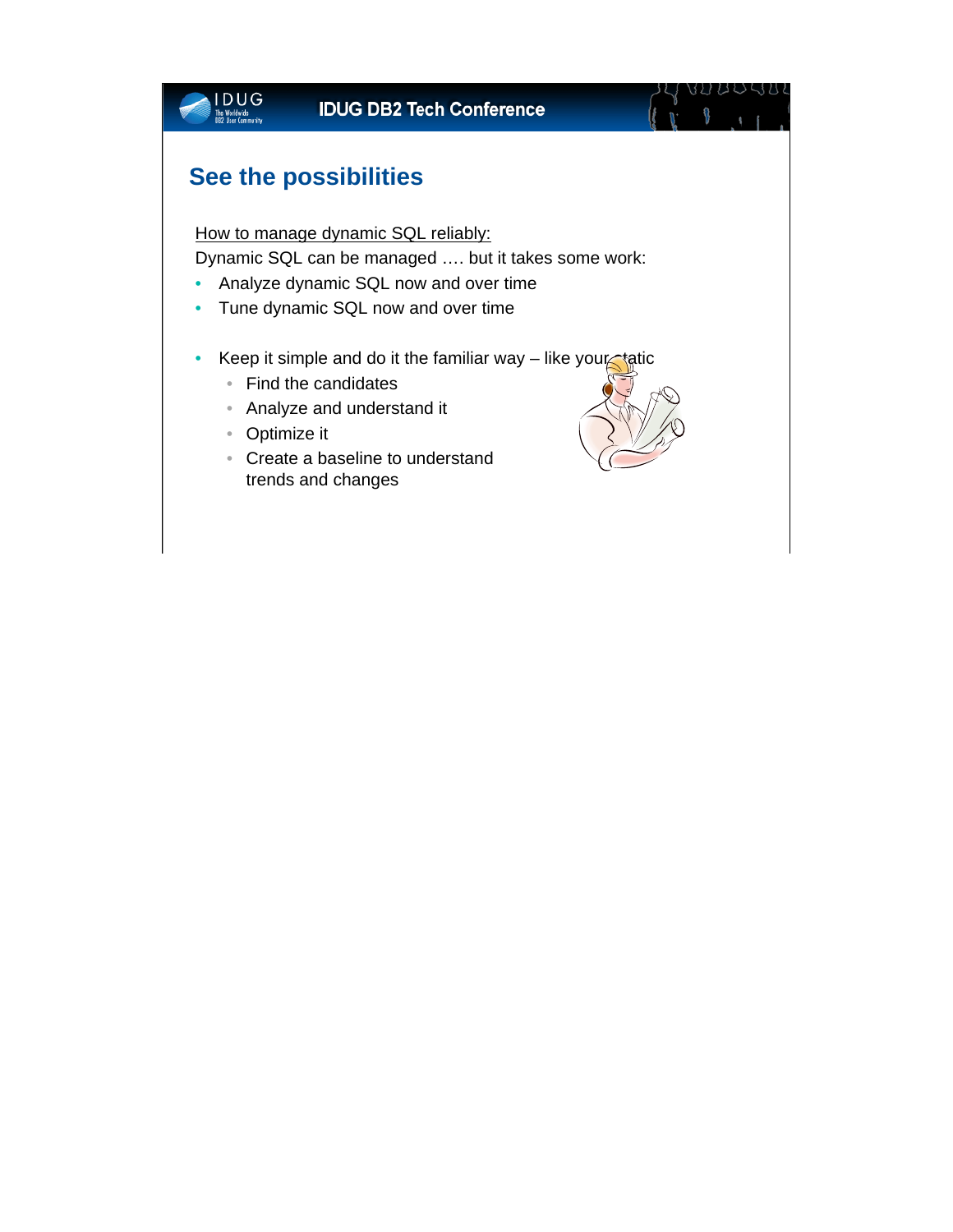## See the possibilities

How to manage dynamic SQL reliably:

Dynamic SQL can be managed …. but it takes some work:

- Analyze dynamic SQL now and over time
- Tune dynamic SQL now and over time

- Keep it simple and do it the familiar way – like your static
  - Find the candidates
  - Analyze and understand it
  - Optimize it
  - Create a baseline to understand trends and changes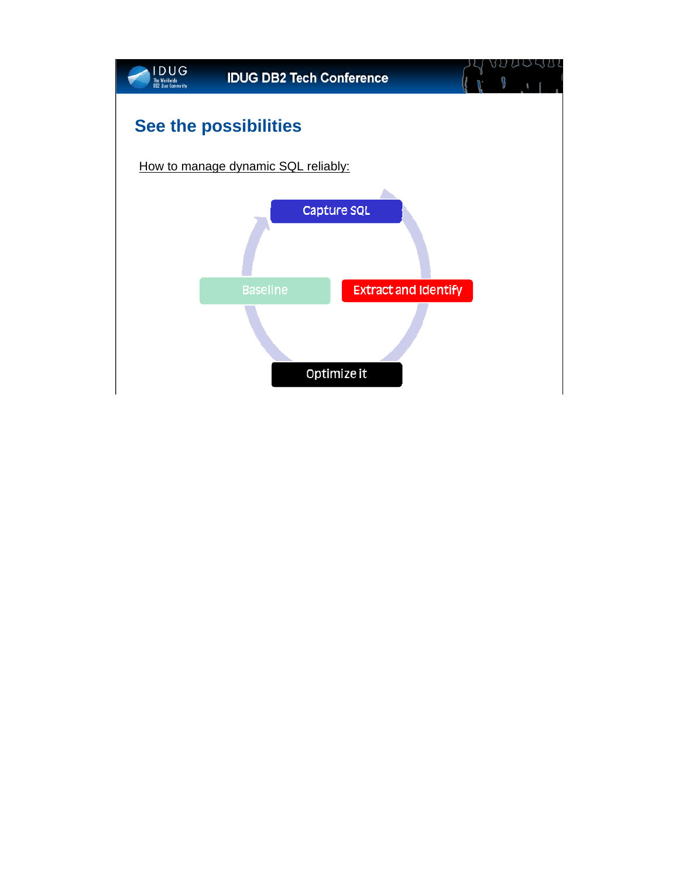## See the possibilities

How to manage dynamic SQL reliably:

- Capture SQL
- Extract and Identify
- Optimize it
- Baseline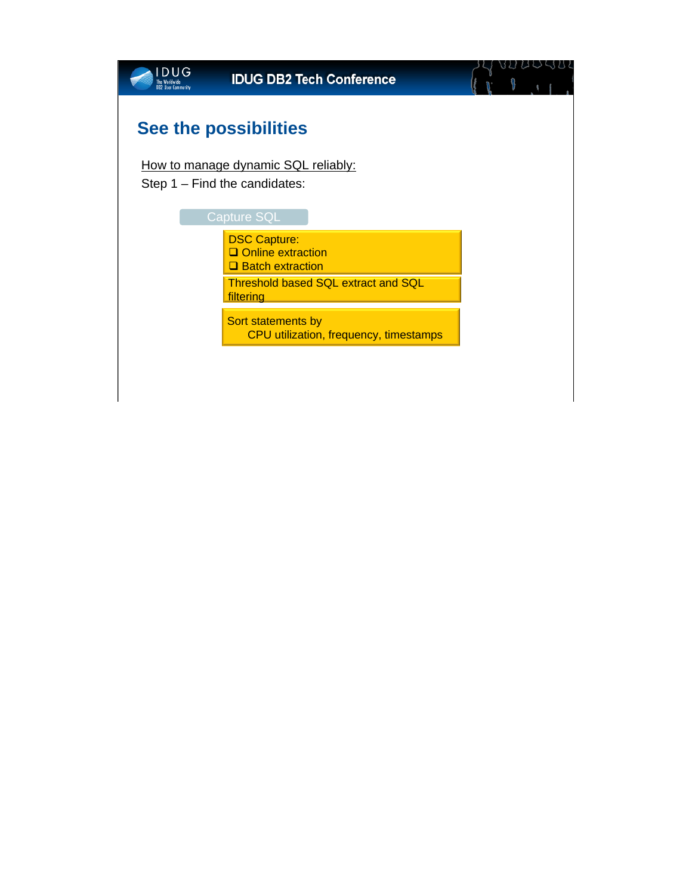## See the possibilities

How to manage dynamic SQL reliably:

Step 1 – Find the candidates:

Capture SQL

DSC Capture:
- ❑ Online extraction
- ❑ Batch extraction

Threshold based SQL extract and SQL filtering

Sort statements by
CPU utilization, frequency, timestamps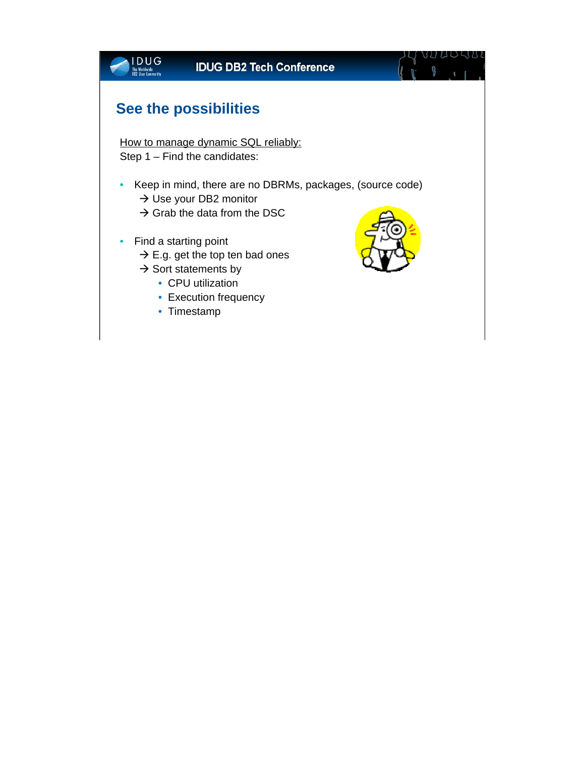## See the possibilities

How to manage dynamic SQL reliably:
Step 1 – Find the candidates:

- Keep in mind, there are no DBRMs, packages, (source code)
  - → Use your DB2 monitor
  - → Grab the data from the DSC
- Find a starting point
  - → E.g. get the top ten bad ones
  - → Sort statements by
    - CPU utilization
    - Execution frequency
    - Timestamp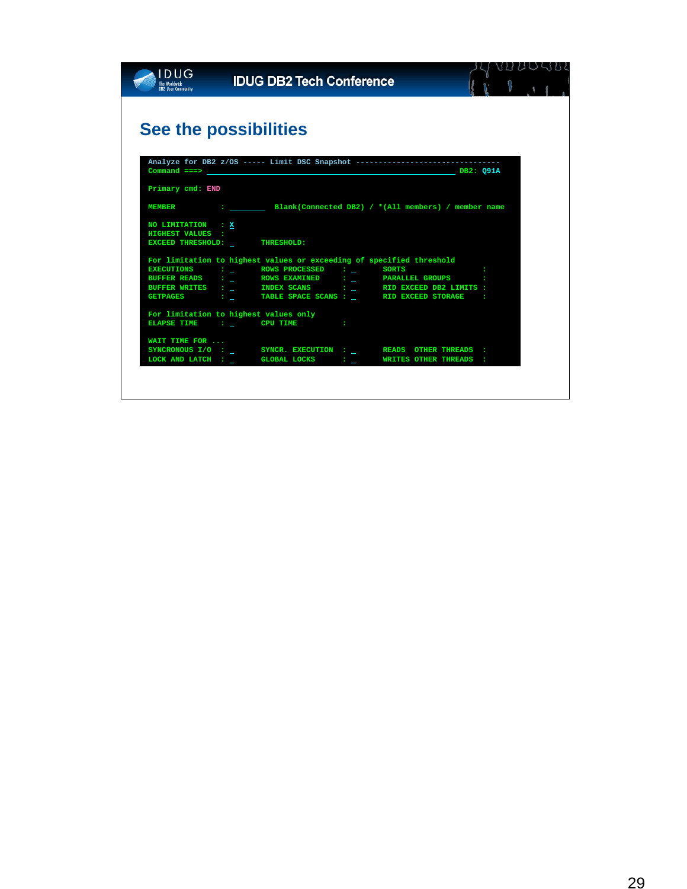## See the possibilities

```
Analyze for DB2 z/OS ----- Limit DSC Snapshot --------------------------------
Command ===> ________________________________________________________ DB2: Q91A

Primary cmd: END

MEMBER          : ________  Blank(Connected DB2) / *(All members) / member name

NO LIMITATION   : X
HIGHEST VALUES  :
EXCEED THRESHOLD: _       THRESHOLD:

For limitation to highest values or exceeding of specified threshold
EXECUTIONS      : _       ROWS PROCESSED    : _      SORTS                 :
BUFFER READS    : _       ROWS EXAMINED     : _      PARALLEL GROUPS       :
BUFFER WRITES   : _       INDEX SCANS       : _      RID EXCEED DB2 LIMITS :
GETPAGES        : _       TABLE SPACE SCANS : _      RID EXCEED STORAGE    :

For limitation to highest values only
ELAPSE TIME     : _       CPU TIME          :

WAIT TIME FOR ...
SYNCRONOUS I/O  : _       SYNCR. EXECUTION  : _      READS  OTHER THREADS  :
LOCK AND LATCH  : _       GLOBAL LOCKS      : _      WRITES OTHER THREADS  :
```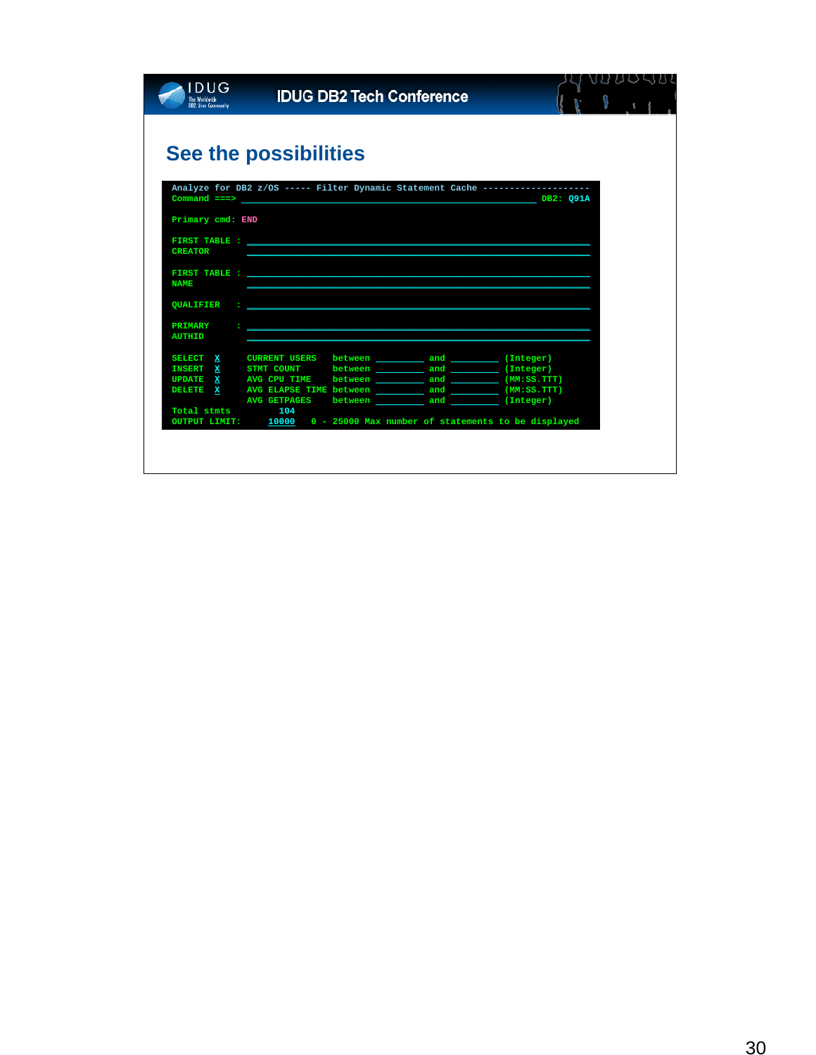## See the possibilities

```
Analyze for DB2 z/OS ----- Filter Dynamic Statement Cache --------------------
Command ===> ___________________________________________________ DB2: Q91A

Primary cmd: END

FIRST TABLE : ________________________________________________________________
CREATOR       ________________________________________________________________

FIRST TABLE : ________________________________________________________________
NAME          ________________________________________________________________

QUALIFIER   : ________________________________________________________________

PRIMARY     : ________________________________________________________________
AUTHID        ________________________________________________________________

SELECT  X     CURRENT USERS    between ________ and ________ (Integer)
INSERT  X     STMT COUNT       between ________ and ________ (Integer)
UPDATE  X     AVG CPU TIME     between ________ and ________ (MM:SS.TTT)
DELETE  X     AVG ELAPSE TIME  between ________ and ________ (MM:SS.TTT)
              AVG GETPAGES     between ________ and ________ (Integer)
Total stmts         104
OUTPUT LIMIT:     10000    0 - 25000 Max number of statements to be displayed
```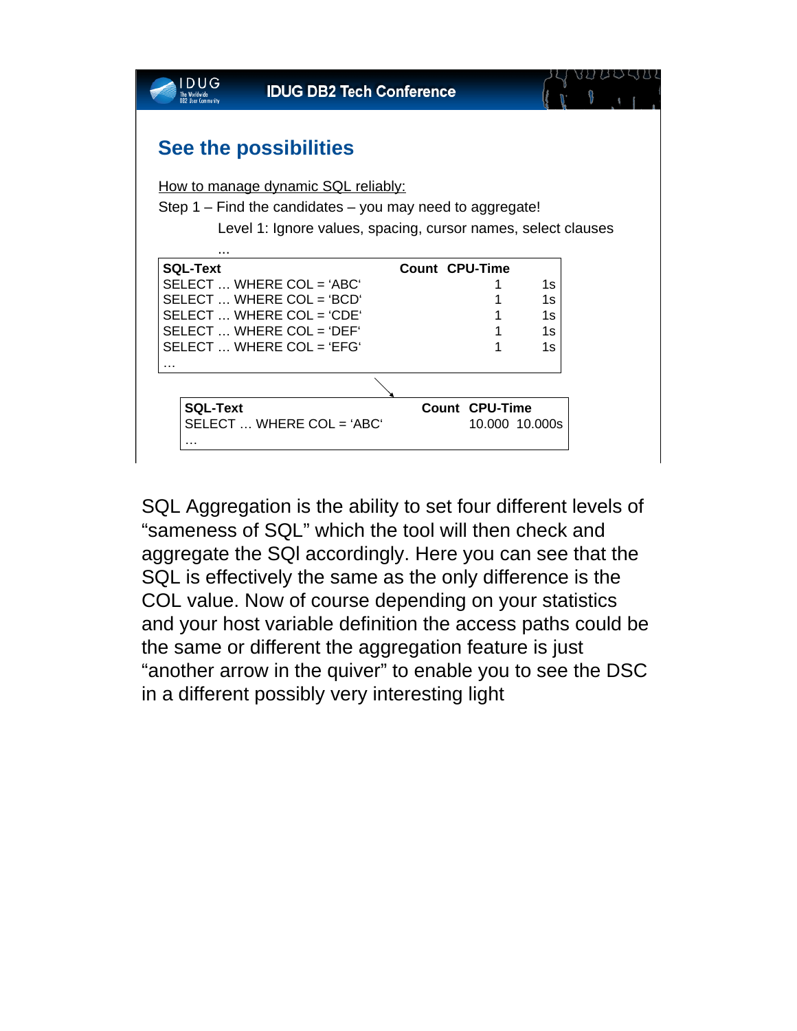## See the possibilities

How to manage dynamic SQL reliably:

Step 1 – Find the candidates – you may need to aggregate!

Level 1: Ignore values, spacing, cursor names, select clauses ...

| SQL-Text | Count | CPU-Time |
|---|---|---|
| SELECT … WHERE COL = ‘ABC‘ | 1 | 1s |
| SELECT … WHERE COL = ‘BCD‘ | 1 | 1s |
| SELECT … WHERE COL = ‘CDE‘ | 1 | 1s |
| SELECT … WHERE COL = ‘DEF‘ | 1 | 1s |
| SELECT … WHERE COL = ‘EFG‘ | 1 | 1s |
| … | | |

| SQL-Text | Count | CPU-Time |
|---|---|---|
| SELECT … WHERE COL = ‘ABC‘ | 10.000 | 10.000s |
| … | | |

SQL Aggregation is the ability to set four different levels of “sameness of SQL” which the tool will then check and aggregate the SQl accordingly. Here you can see that the SQL is effectively the same as the only difference is the COL value. Now of course depending on your statistics and your host variable definition the access paths could be the same or different the aggregation feature is just “another arrow in the quiver” to enable you to see the DSC in a different possibly very interesting light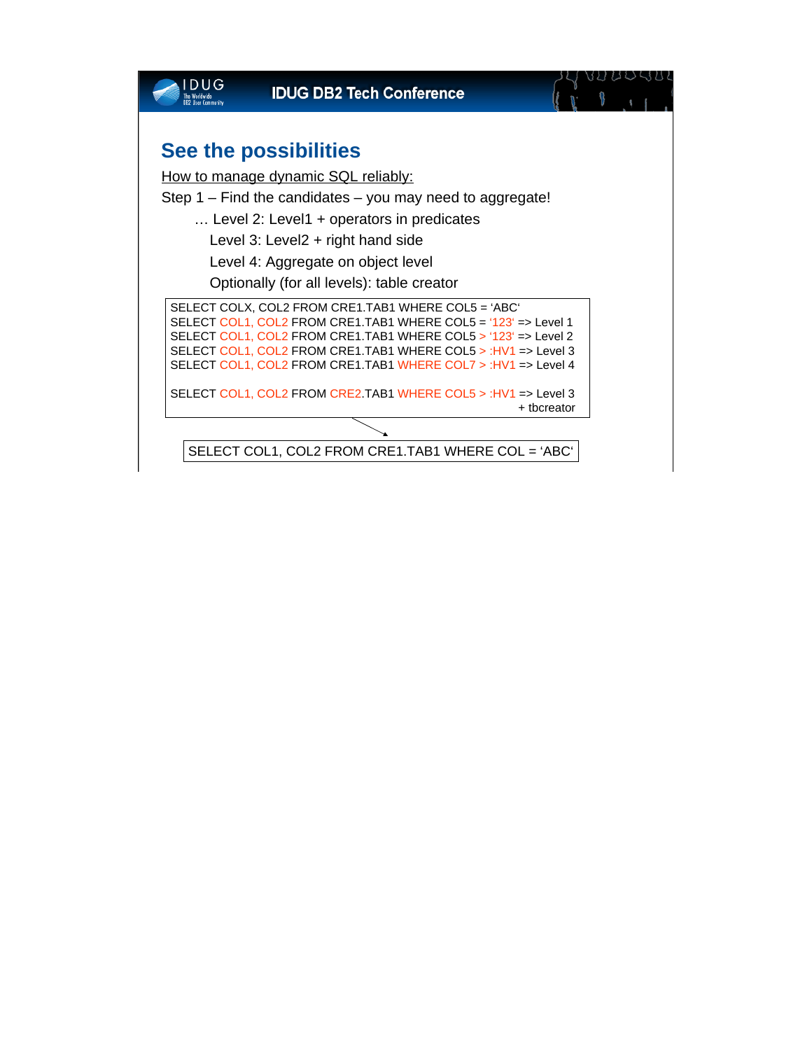## See the possibilities

How to manage dynamic SQL reliably:

Step 1 – Find the candidates – you may need to aggregate!

… Level 2: Level1 + operators in predicates

Level 3: Level2 + right hand side

Level 4: Aggregate on object level

Optionally (for all levels): table creator

```
SELECT COLX, COL2 FROM CRE1.TAB1 WHERE COL5 = 'ABC'
SELECT COL1, COL2 FROM CRE1.TAB1 WHERE COL5 = '123' => Level 1
SELECT COL1, COL2 FROM CRE1.TAB1 WHERE COL5 > '123' => Level 2
SELECT COL1, COL2 FROM CRE1.TAB1 WHERE COL5 > :HV1 => Level 3
SELECT COL1, COL2 FROM CRE1.TAB1 WHERE COL7 > :HV1 => Level 4

SELECT COL1, COL2 FROM CRE2.TAB1 WHERE COL5 > :HV1 => Level 3
                                                      + tbcreator
```

```
SELECT COL1, COL2 FROM CRE1.TAB1 WHERE COL = 'ABC'
```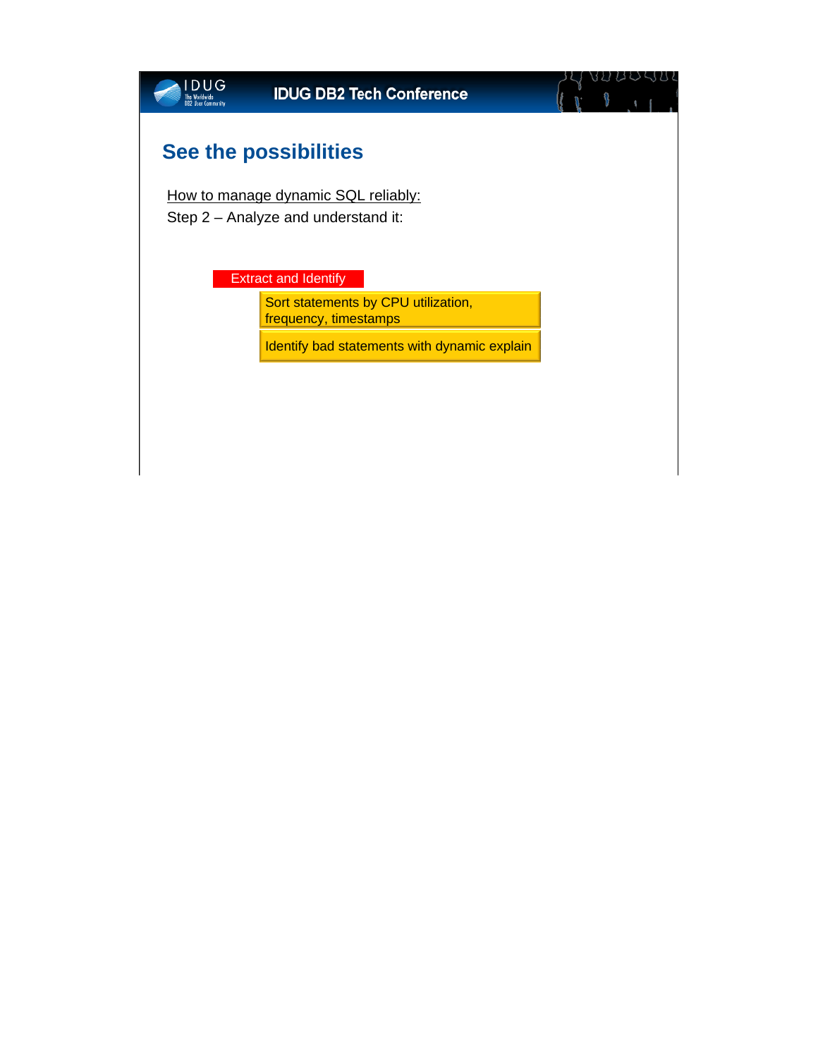## See the possibilities

<u>How to manage dynamic SQL reliably:</u>

Step 2 – Analyze and understand it:

Extract and Identify

- Sort statements by CPU utilization, frequency, timestamps
- Identify bad statements with dynamic explain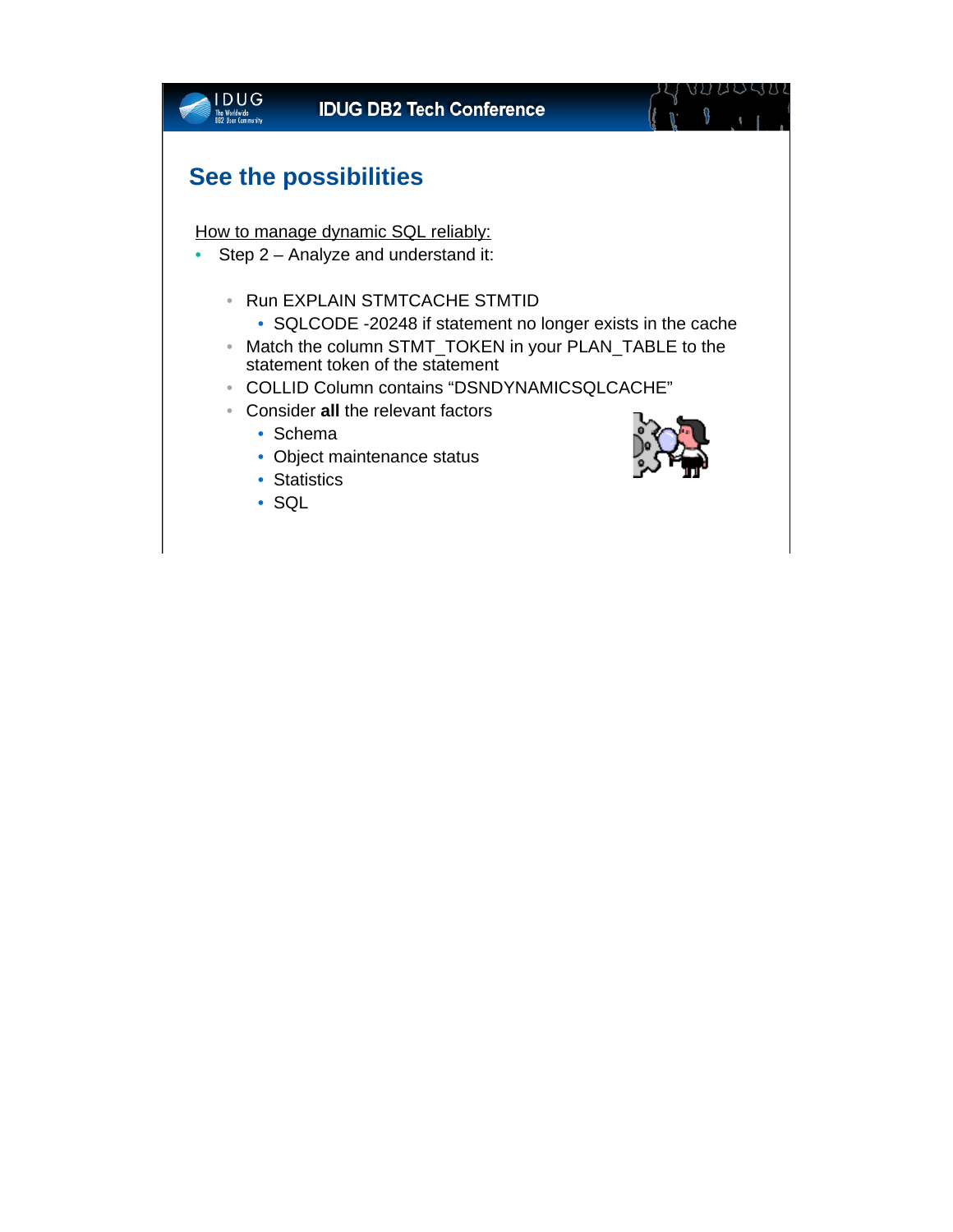## See the possibilities

How to manage dynamic SQL reliably:

- Step 2 – Analyze and understand it:
  - Run EXPLAIN STMTCACHE STMTID
    - SQLCODE -20248 if statement no longer exists in the cache
  - Match the column STMT_TOKEN in your PLAN_TABLE to the statement token of the statement
  - COLLID Column contains “DSNDYNAMICSQLCACHE”
  - Consider **all** the relevant factors
    - Schema
    - Object maintenance status
    - Statistics
    - SQL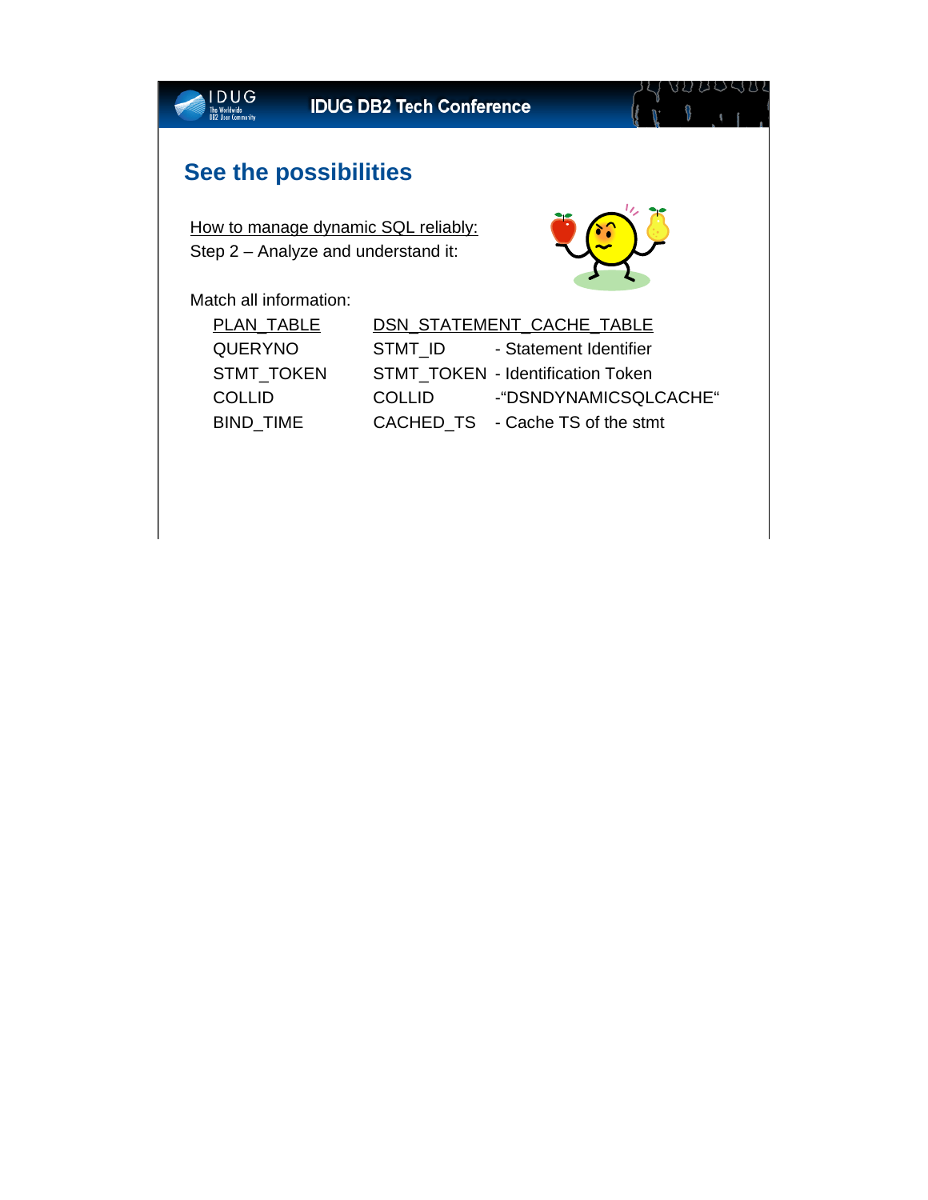## See the possibilities

How to manage dynamic SQL reliably:
Step 2 – Analyze and understand it:

Match all information:

| PLAN_TABLE | DSN_STATEMENT_CACHE_TABLE | |
|---|---|---|
| QUERYNO | STMT_ID | - Statement Identifier |
| STMT_TOKEN | STMT_TOKEN | - Identification Token |
| COLLID | COLLID | -"DSNDYNAMICSQLCACHE" |
| BIND_TIME | CACHED_TS | - Cache TS of the stmt |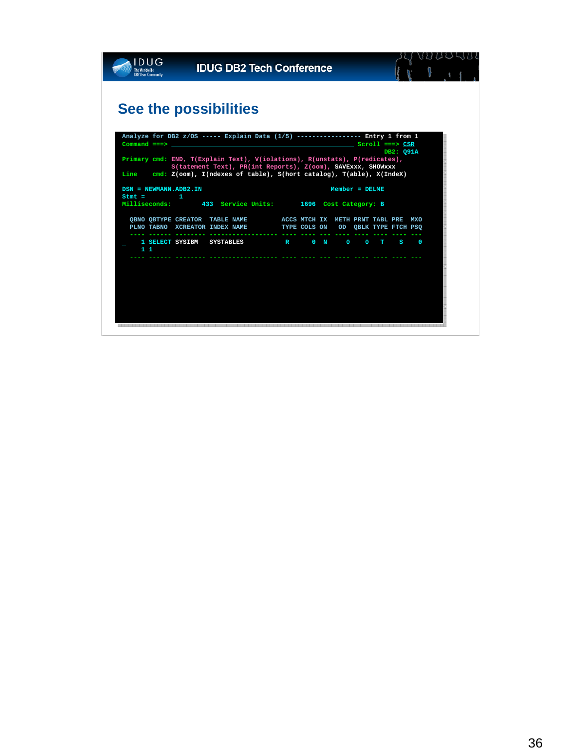# See the possibilities

```
Analyze for DB2 z/OS ----- Explain Data (1/5) ----------------- Entry 1 from 1
Command ===> ________________________________________________ Scroll ===> CSR
                                                                     DB2: Q91A
Primary cmd: END, T(Explain Text), V(iolations), R(unstats), P(redicates),
             S(tatement Text), PR(int Reports), Z(oom), SAVExxx, SHOWxxx
Line    cmd: Z(oom), I(ndexes of table), S(hort catalog), T(able), X(IndeX)

DSN = NEWMANN.ADB2.IN                                   Member = DELME
Stmt =           1
Milliseconds:        433  Service Units:       1696  Cost Category: B

  QBNO QBTYPE CREATOR  TABLE NAME         ACCS MTCH IX  METH PRNT TABL PRE  MXO
  PLNO TABNO  XCREATOR INDEX NAME         TYPE COLS ON   OD  QBLK TYPE FTCH PSQ
  ---- ------ -------- ------------------ ---- ---- --- ---- ---- ---- ---- ---
_    1 SELECT SYSIBM   SYSTABLES            R     0  N     0    0    T    S    0
     1 1
  ---- ------ -------- ------------------ ---- ---- --- ---- ---- ---- ---- ---
```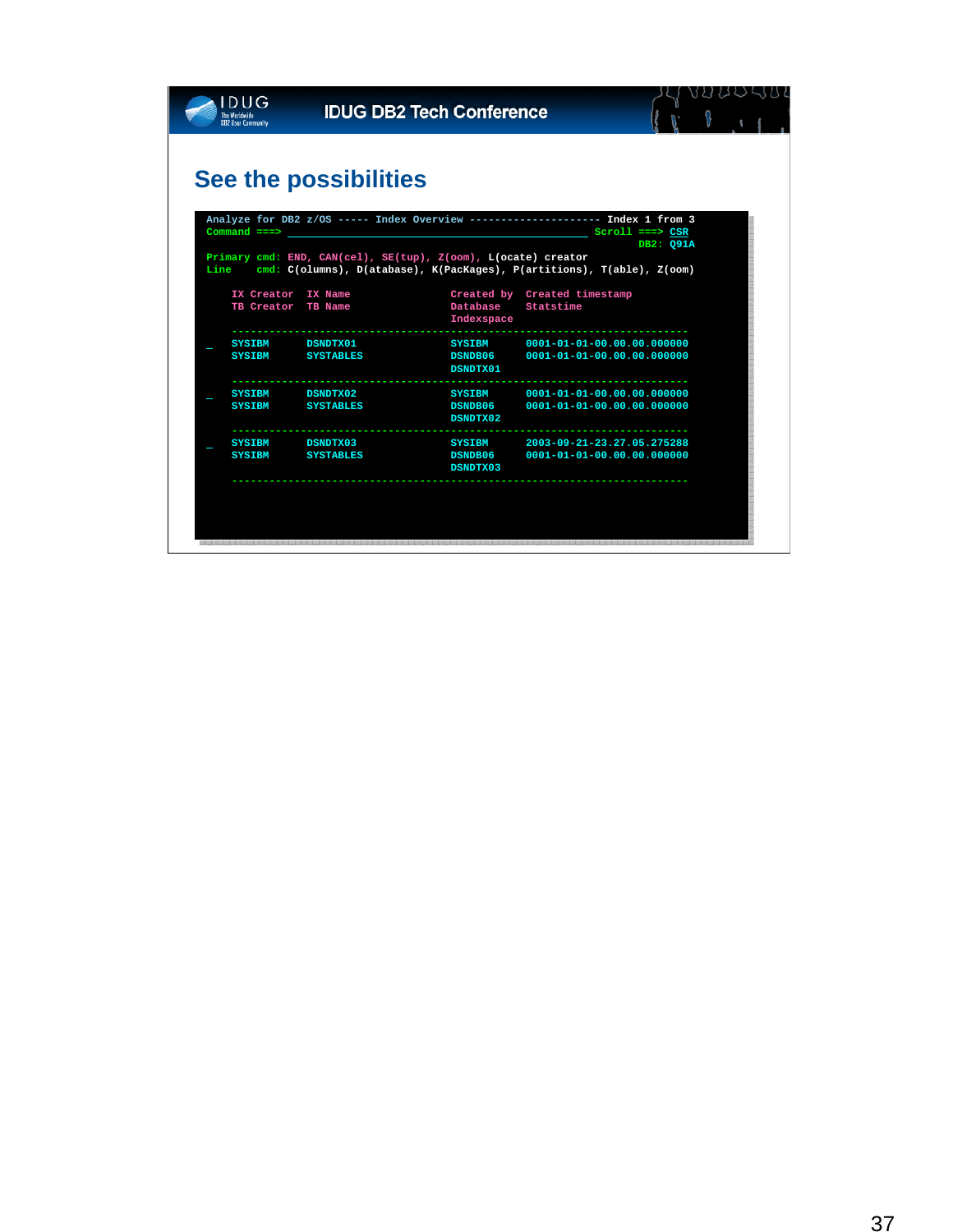# See the possibilities

```
Analyze for DB2 z/OS ----- Index Overview -------------------- Index 1 from 3
Command ===> ____________________________________________ Scroll ===> CSR
                                                                   DB2: Q91A
Primary cmd: END, CAN(cel), SE(tup), Z(oom), L(ocate) creator
Line    cmd: C(olumns), D(atabase), K(PacKages), P(artitions), T(able), Z(oom)

    IX Creator  IX Name                            Created by  Created timestamp
    TB Creator  TB Name                            Database    Statstime
                                                   Indexspace
    -------------------------------------------------------------------------
_   SYSIBM      DSNDTX01                           SYSIBM      0001-01-01-00.00.00.000000
    SYSIBM      SYSTABLES                          DSNDB06     0001-01-01-00.00.00.000000
                                                   DSNDTX01
    -------------------------------------------------------------------------
_   SYSIBM      DSNDTX02                           SYSIBM      0001-01-01-00.00.00.000000
    SYSIBM      SYSTABLES                          DSNDB06     0001-01-01-00.00.00.000000
                                                   DSNDTX02
    -------------------------------------------------------------------------
_   SYSIBM      DSNDTX03                           SYSIBM      2003-09-21-23.27.05.275288
    SYSIBM      SYSTABLES                          DSNDB06     0001-01-01-00.00.00.000000
                                                   DSNDTX03
    -------------------------------------------------------------------------
```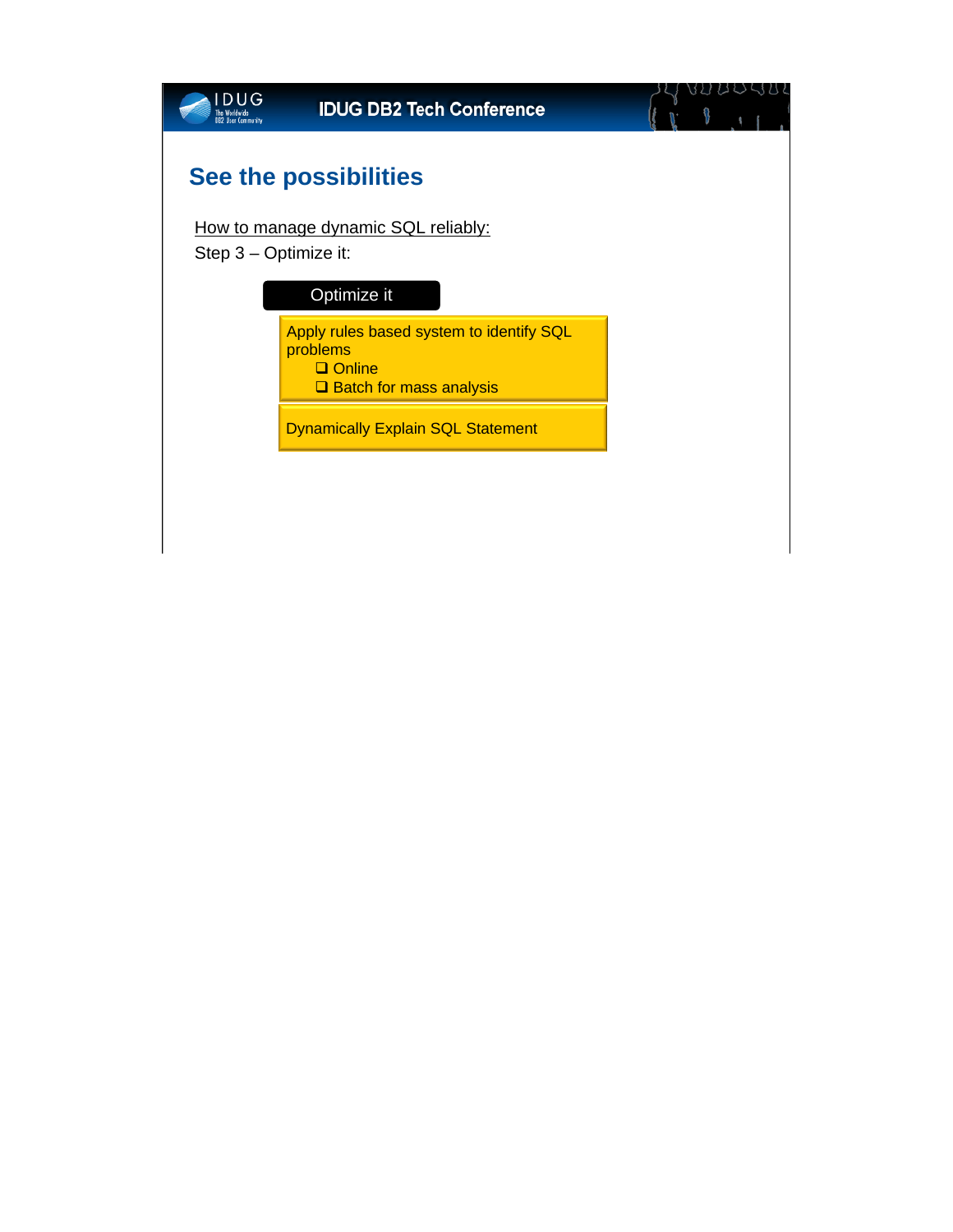# See the possibilities

How to manage dynamic SQL reliably:

Step 3 – Optimize it:

**Optimize it**

Apply rules based system to identify SQL problems

- ❑ Online
- ❑ Batch for mass analysis

Dynamically Explain SQL Statement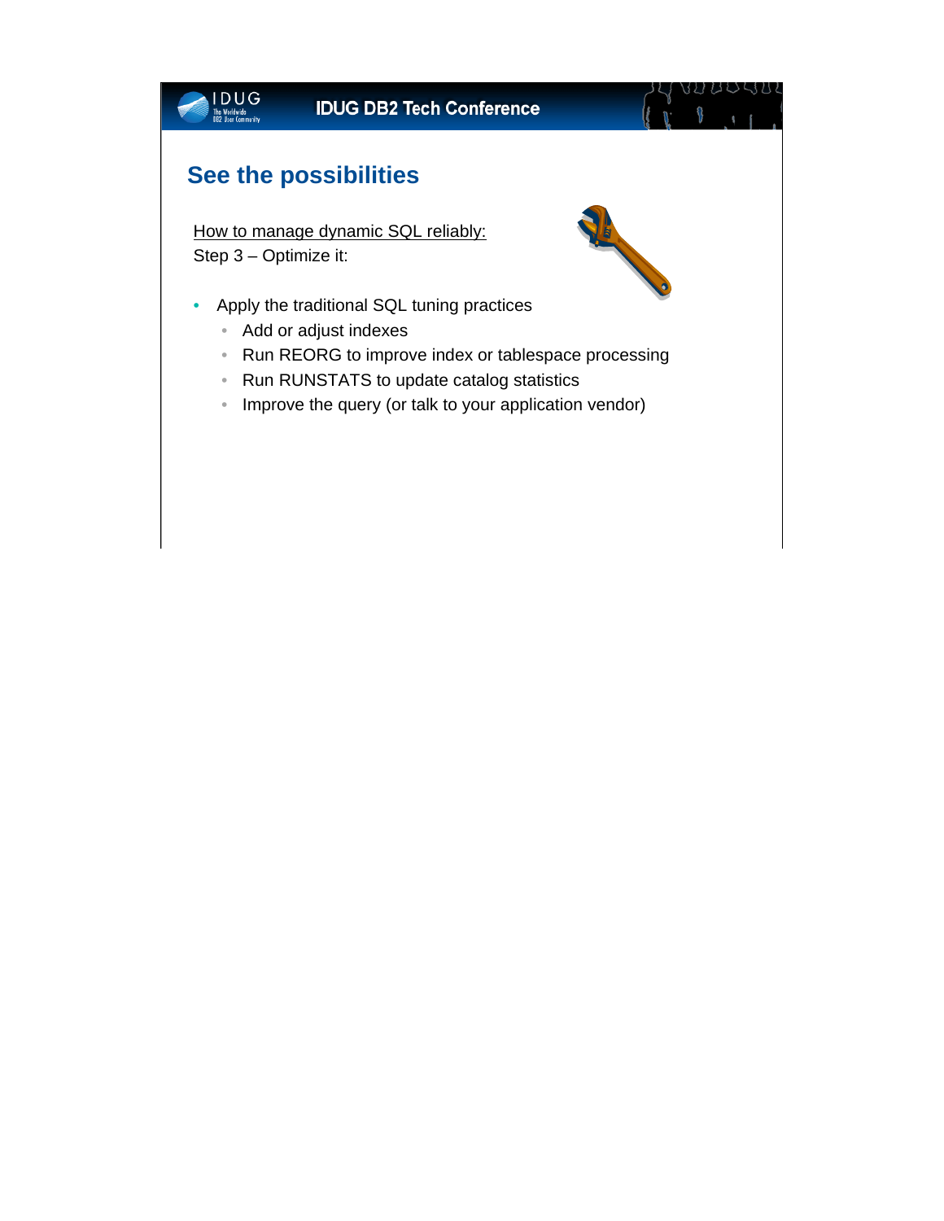## See the possibilities

How to manage dynamic SQL reliably:
Step 3 – Optimize it:

- Apply the traditional SQL tuning practices
  - Add or adjust indexes
  - Run REORG to improve index or tablespace processing
  - Run RUNSTATS to update catalog statistics
  - Improve the query (or talk to your application vendor)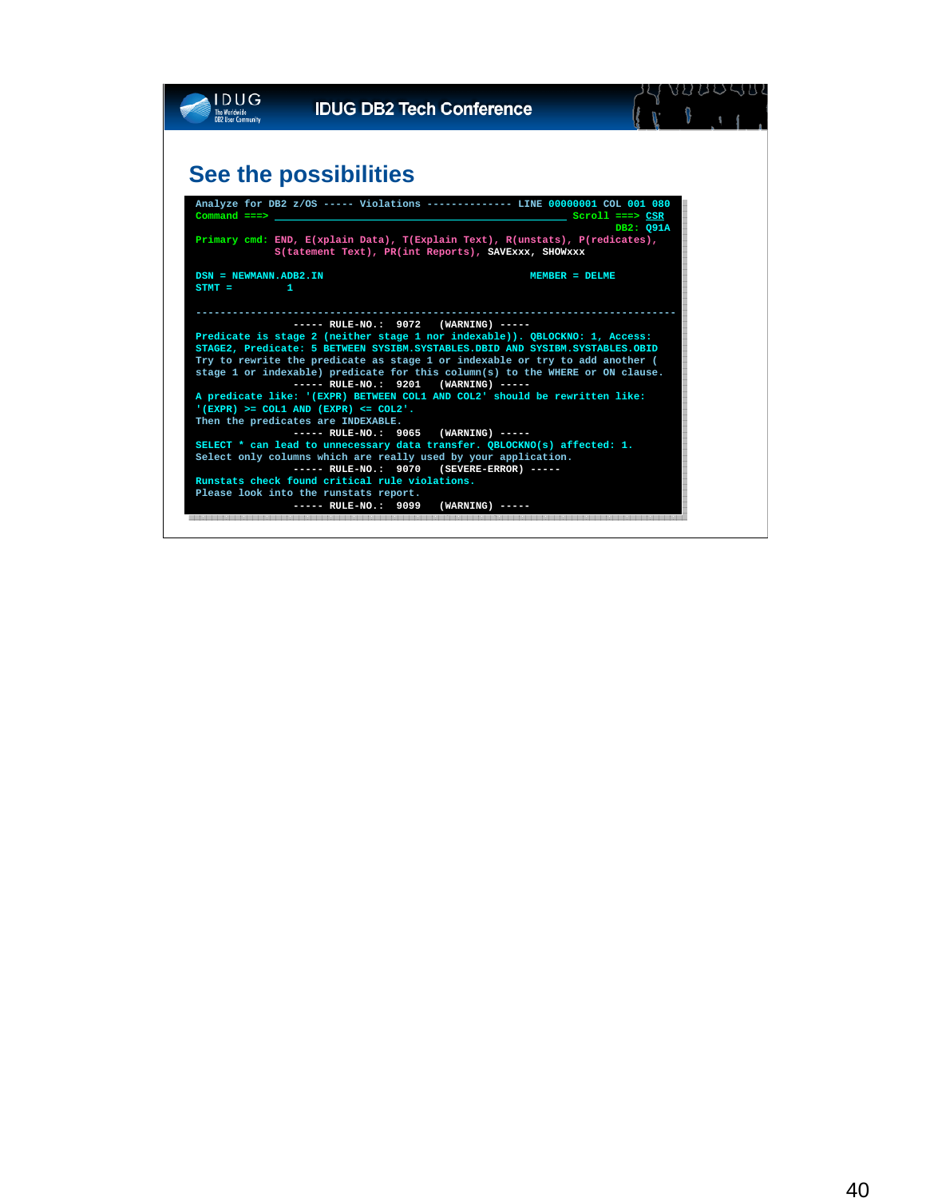## See the possibilities

```
Analyze for DB2 z/OS ----- Violations -------------- LINE 00000001 COL 001 080
Command ===> ____________________________________________________ Scroll ===> CSR
                                                                      DB2: Q91A
Primary cmd: END, E(xplain Data), T(Explain Text), R(unstats), P(redicates),
             S(tatement Text), PR(int Reports), SAVExxx, SHOWxxx

DSN = NEWMANN.ADB2.IN                                      MEMBER = DELME
STMT =          1

--------------------------------------------------------------------------------
                ----- RULE-NO.:  9072   (WARNING) -----
Predicate is stage 2 (neither stage 1 nor indexable)). QBLOCKNO: 1, Access:
STAGE2, Predicate: 5 BETWEEN SYSIBM.SYSTABLES.DBID AND SYSIBM.SYSTABLES.OBID
Try to rewrite the predicate as stage 1 or indexable or try to add another (
stage 1 or indexable) predicate for this column(s) to the WHERE or ON clause.
                ----- RULE-NO.:  9201   (WARNING) -----
A predicate like: '(EXPR) BETWEEN COL1 AND COL2' should be rewritten like:
'(EXPR) >= COL1 AND (EXPR) <= COL2'.
Then the predicates are INDEXABLE.
                ----- RULE-NO.:  9065   (WARNING) -----
SELECT * can lead to unnecessary data transfer. QBLOCKNO(s) affected: 1.
Select only columns which are really used by your application.
                ----- RULE-NO.:  9070   (SEVERE-ERROR) -----
Runstats check found critical rule violations.
Please look into the runstats report.
                ----- RULE-NO.:  9099   (WARNING) -----
```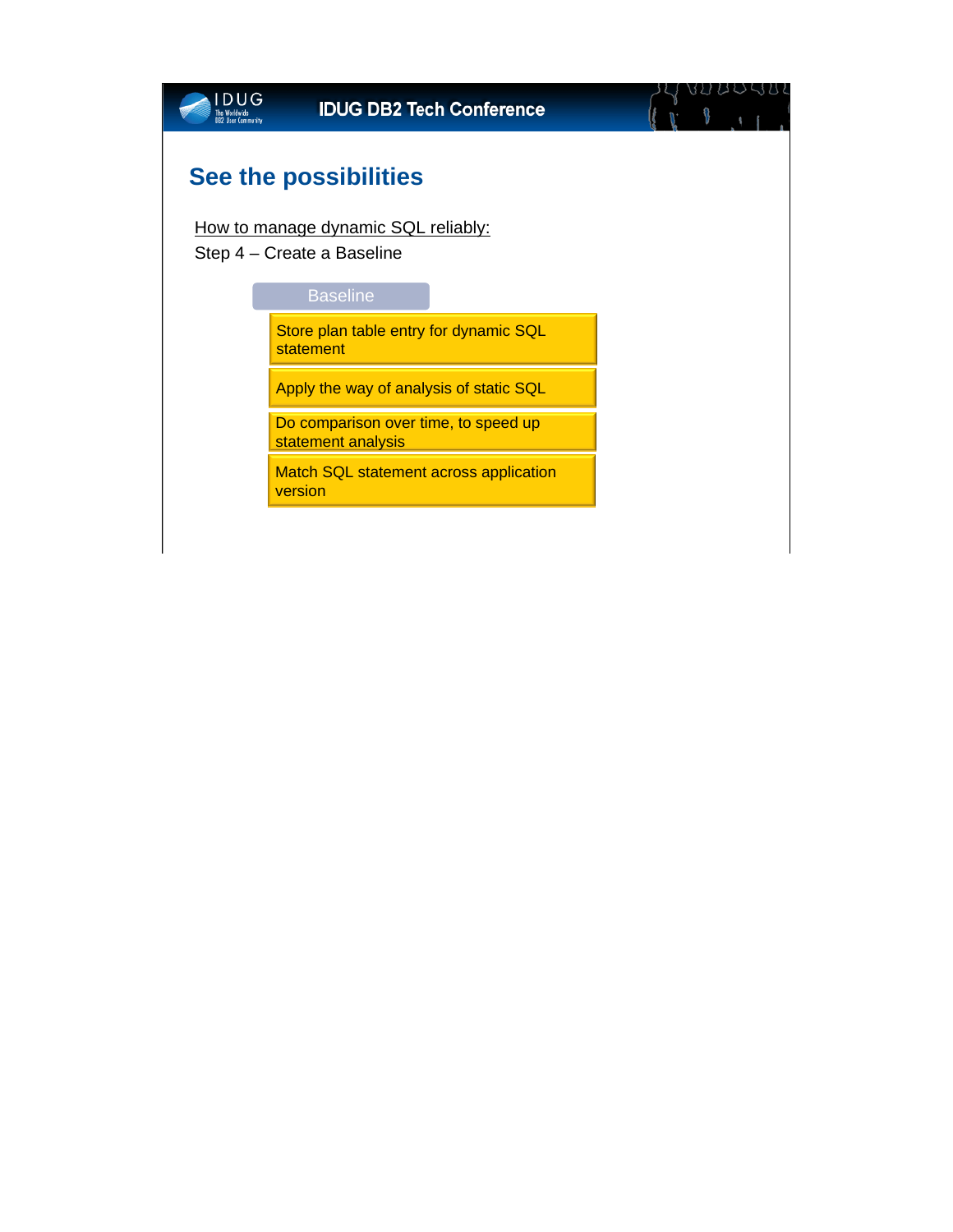## See the possibilities

How to manage dynamic SQL reliably:

Step 4 – Create a Baseline

**Baseline**

- Store plan table entry for dynamic SQL statement
- Apply the way of analysis of static SQL
- Do comparison over time, to speed up statement analysis
- Match SQL statement across application version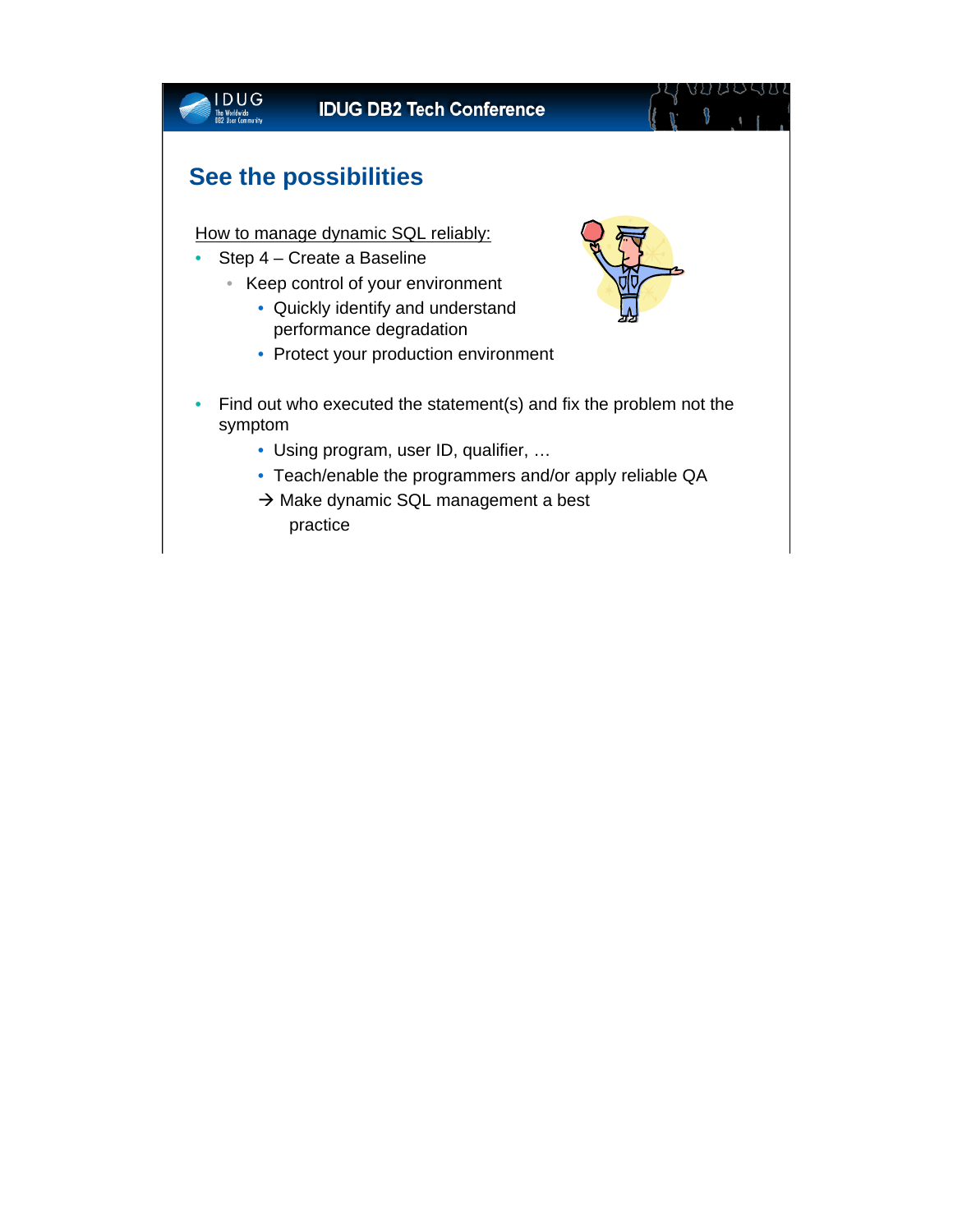## See the possibilities

How to manage dynamic SQL reliably:

- Step 4 – Create a Baseline
  - Keep control of your environment
    - Quickly identify and understand performance degradation
    - Protect your production environment

- Find out who executed the statement(s) and fix the problem not the symptom
    - Using program, user ID, qualifier, …
    - Teach/enable the programmers and/or apply reliable QA
    
    → Make dynamic SQL management a best practice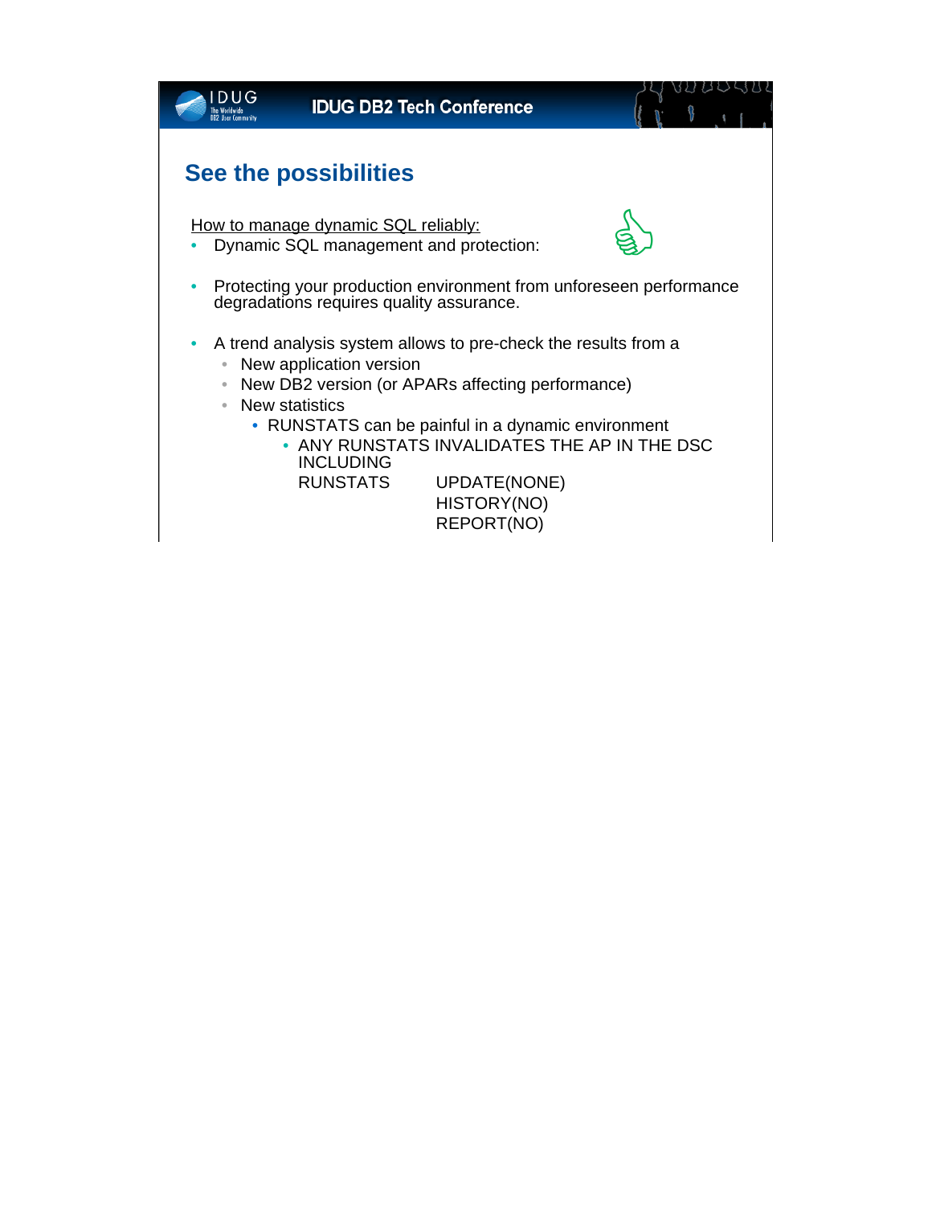## See the possibilities

How to manage dynamic SQL reliably:

- Dynamic SQL management and protection:

- Protecting your production environment from unforeseen performance degradations requires quality assurance.

- A trend analysis system allows to pre-check the results from a
  - New application version
  - New DB2 version (or APARs affecting performance)
  - New statistics
    - RUNSTATS can be painful in a dynamic environment
      - ANY RUNSTATS INVALIDATES THE AP IN THE DSC INCLUDING

```
RUNSTATS        UPDATE(NONE)
                HISTORY(NO)
                REPORT(NO)
```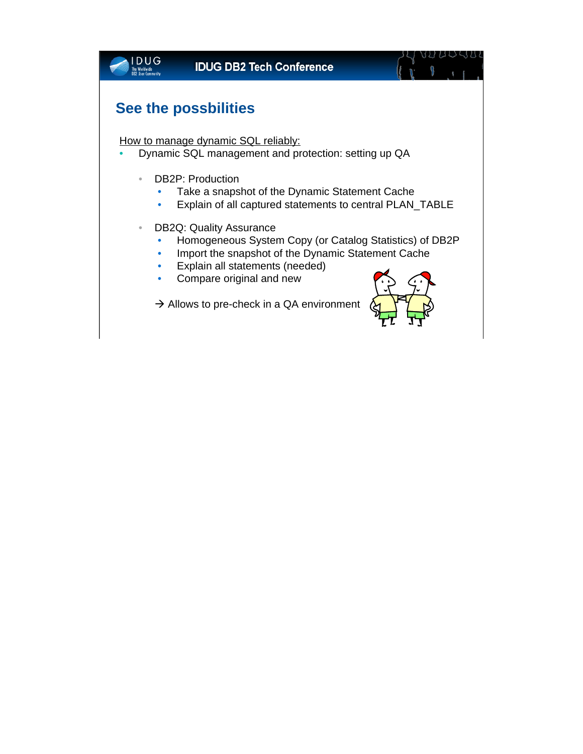## See the possbilities

How to manage dynamic SQL reliably:

- Dynamic SQL management and protection: setting up QA
  - DB2P: Production
    - Take a snapshot of the Dynamic Statement Cache
    - Explain of all captured statements to central PLAN_TABLE
  - DB2Q: Quality Assurance
    - Homogeneous System Copy (or Catalog Statistics) of DB2P
    - Import the snapshot of the Dynamic Statement Cache
    - Explain all statements (needed)
    - Compare original and new

    → Allows to pre-check in a QA environment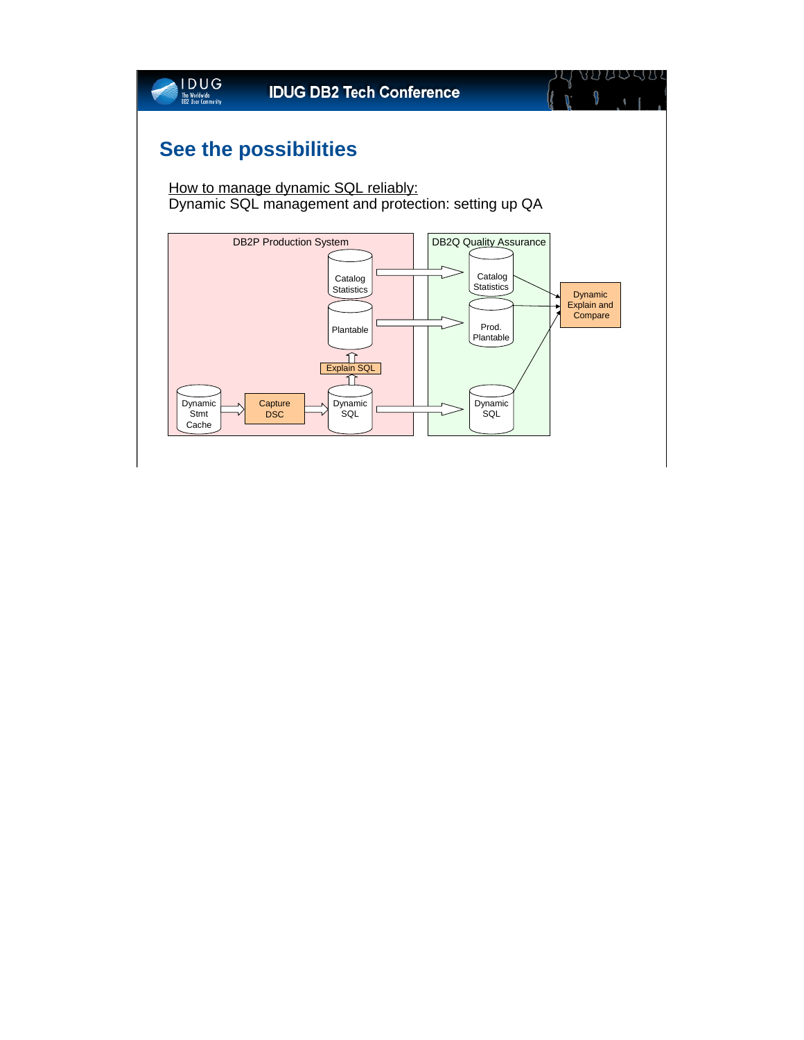## See the possibilities

How to manage dynamic SQL reliably:
Dynamic SQL management and protection: setting up QA

DB2P Production System

Catalog Statistics

Plantable

Explain SQL

Dynamic Stmt Cache

Capture DSC

Dynamic SQL

DB2Q Quality Assurance

Catalog Statistics

Prod. Plantable

Dynamic SQL

Dynamic Explain and Compare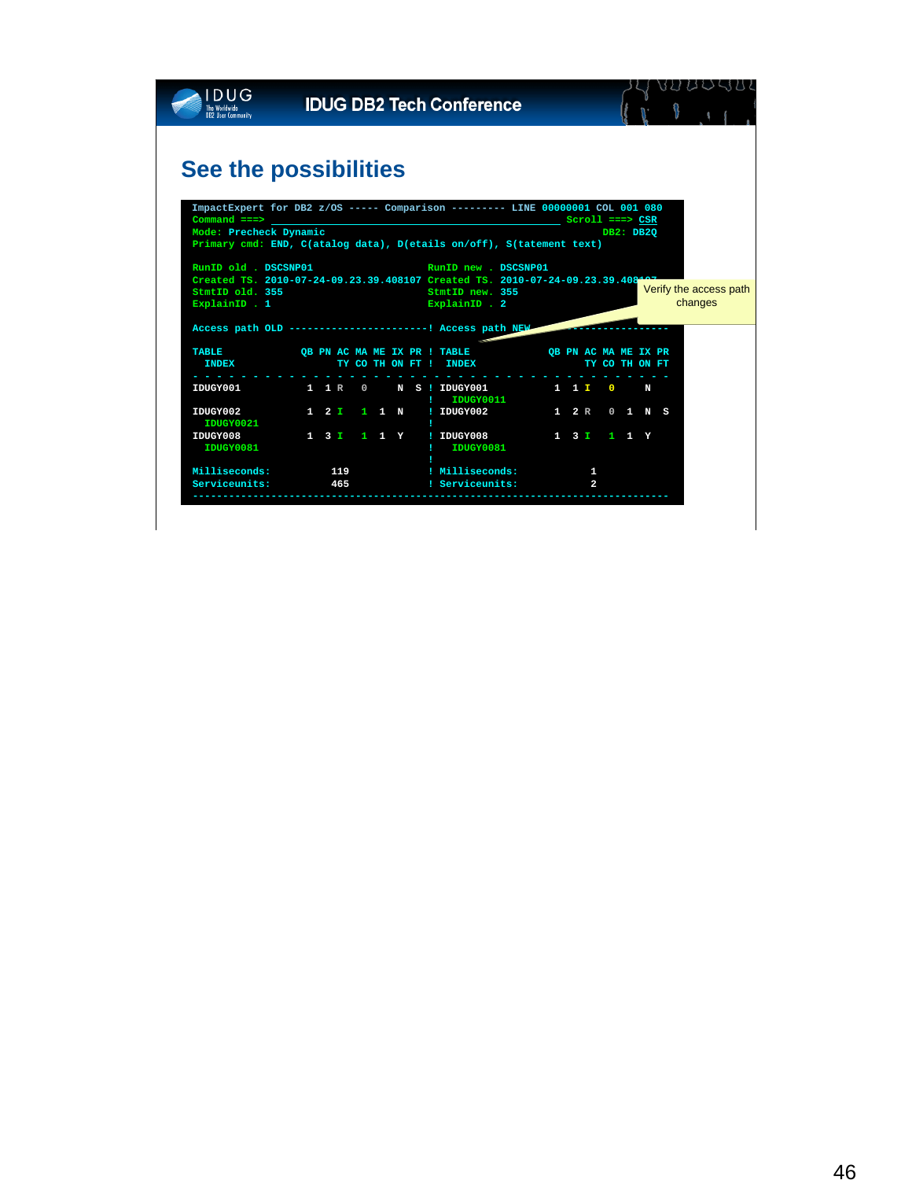## See the possibilities

```
ImpactExpert for DB2 z/OS ----- Comparison --------- LINE 00000001 COL 001 080
Command ===> ______________________________________________ Scroll ===> CSR
Mode: Precheck Dynamic                                           DB2: DB2Q
Primary cmd: END, C(atalog data), D(etails on/off), S(tatement text)

RunID old . DSCSNP01                  RunID new . DSCSNP01
Created TS. 2010-07-24-09.23.39.408107 Created TS. 2010-07-24-09.23.39.408107
StmtID old. 355                       StmtID new. 355
ExplainID . 1                         ExplainID . 2

Access path OLD -----------------------! Access path NEW -----------------------

TABLE              QB PN AC MA ME IX PR ! TABLE              QB PN AC MA ME IX PR
  INDEX                  TY CO TH ON FT !   INDEX                  TY CO TH ON FT
- - - - - - - - - - - - - - - - - - - - - - - - - - - - - - - - - - - - - - - - -
IDUGY001            1  1 R   0     N  S ! IDUGY001            1  1 I   0     N
                                        !   IDUGY0011
IDUGY002            1  2 I   1  1  N    ! IDUGY002            1  2 R   0  1  N  S
  IDUGY0021                             !
IDUGY008            1  3 I   1  1  Y    ! IDUGY008            1  3 I   1  1  Y
  IDUGY0081                             !   IDUGY0081
                                        !
Milliseconds:          119              ! Milliseconds:            1
Serviceunits:          465              ! Serviceunits:            2
-------------------------------------------------------------------------------
```

Verify the access path changes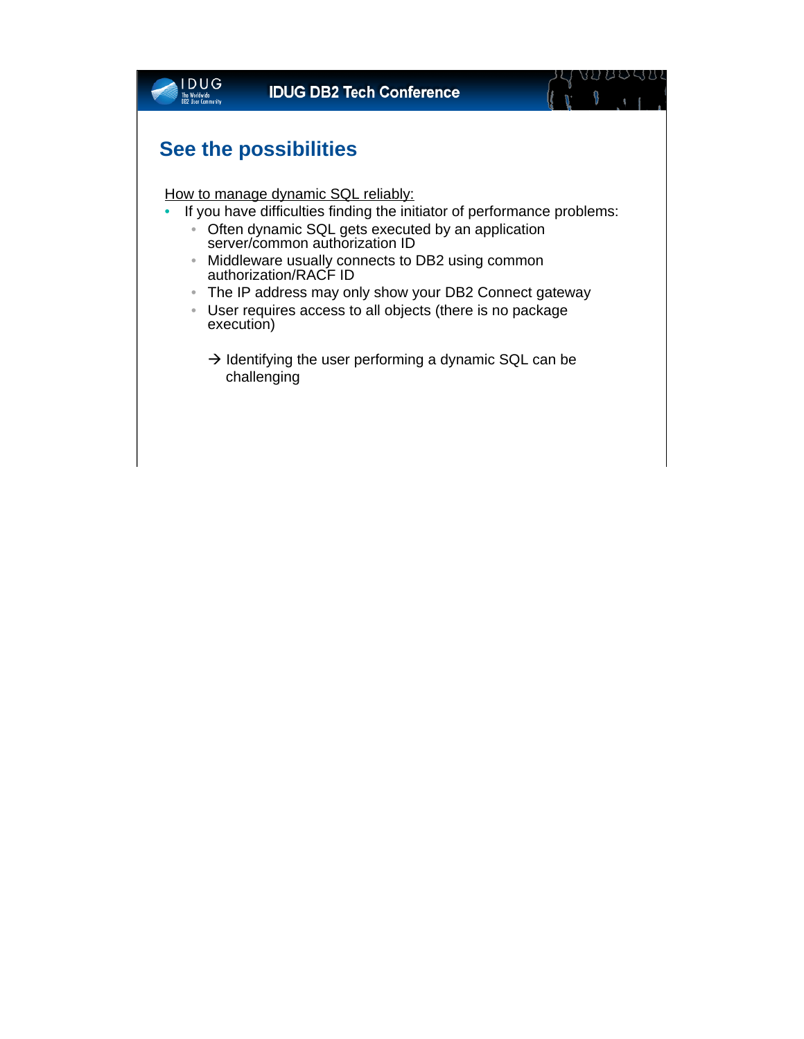## See the possibilities

How to manage dynamic SQL reliably:

- If you have difficulties finding the initiator of performance problems:
  - Often dynamic SQL gets executed by an application server/common authorization ID
  - Middleware usually connects to DB2 using common authorization/RACF ID
  - The IP address may only show your DB2 Connect gateway
  - User requires access to all objects (there is no package execution)

    → Identifying the user performing a dynamic SQL can be challenging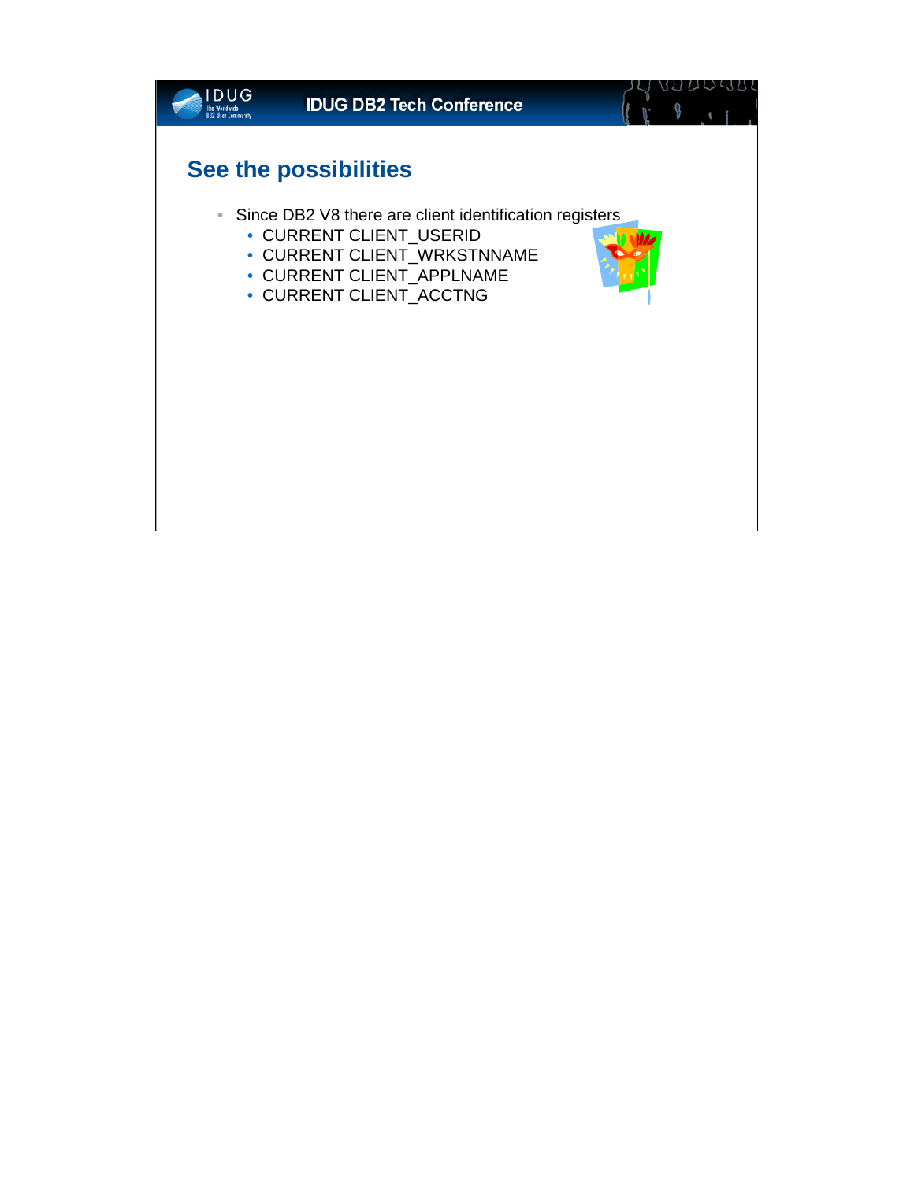## See the possibilities

- Since DB2 V8 there are client identification registers
  - CURRENT CLIENT_USERID
  - CURRENT CLIENT_WRKSTNNAME
  - CURRENT CLIENT_APPLNAME
  - CURRENT CLIENT_ACCTNG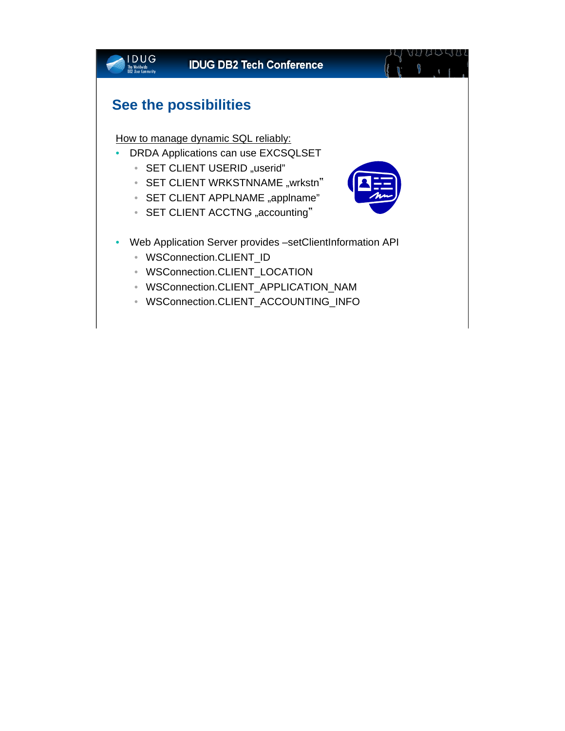## See the possibilities

How to manage dynamic SQL reliably:

- DRDA Applications can use EXCSQLSET
  - SET CLIENT USERID „userid"
  - SET CLIENT WRKSTNNAME „wrkstn"
  - SET CLIENT APPLNAME „applname"
  - SET CLIENT ACCTNG „accounting"
- Web Application Server provides –setClientInformation API
  - WSConnection.CLIENT_ID
  - WSConnection.CLIENT_LOCATION
  - WSConnection.CLIENT_APPLICATION_NAM
  - WSConnection.CLIENT_ACCOUNTING_INFO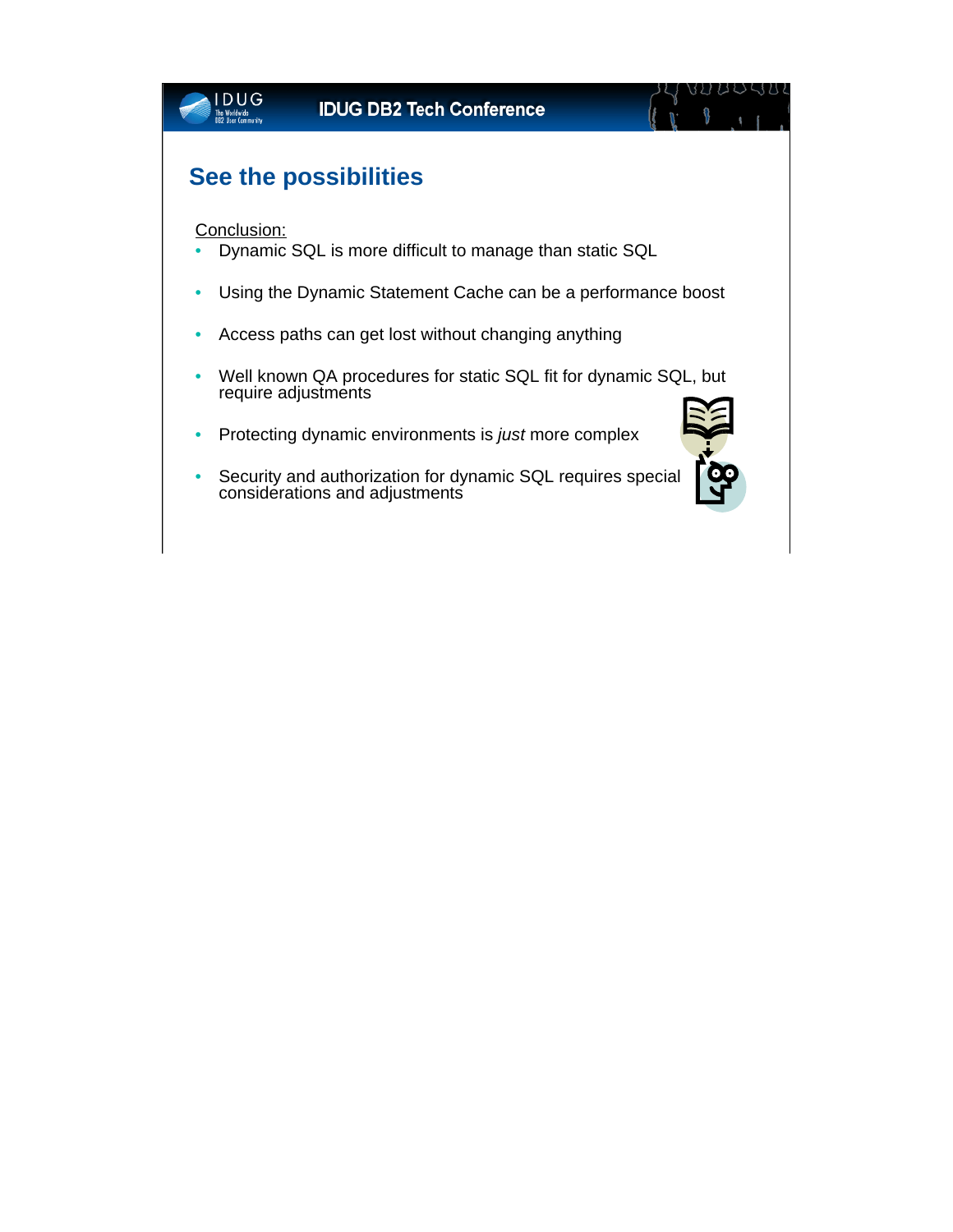## See the possibilities

Conclusion:

- Dynamic SQL is more difficult to manage than static SQL
- Using the Dynamic Statement Cache can be a performance boost
- Access paths can get lost without changing anything
- Well known QA procedures for static SQL fit for dynamic SQL, but require adjustments
- Protecting dynamic environments is *just* more complex
- Security and authorization for dynamic SQL requires special considerations and adjustments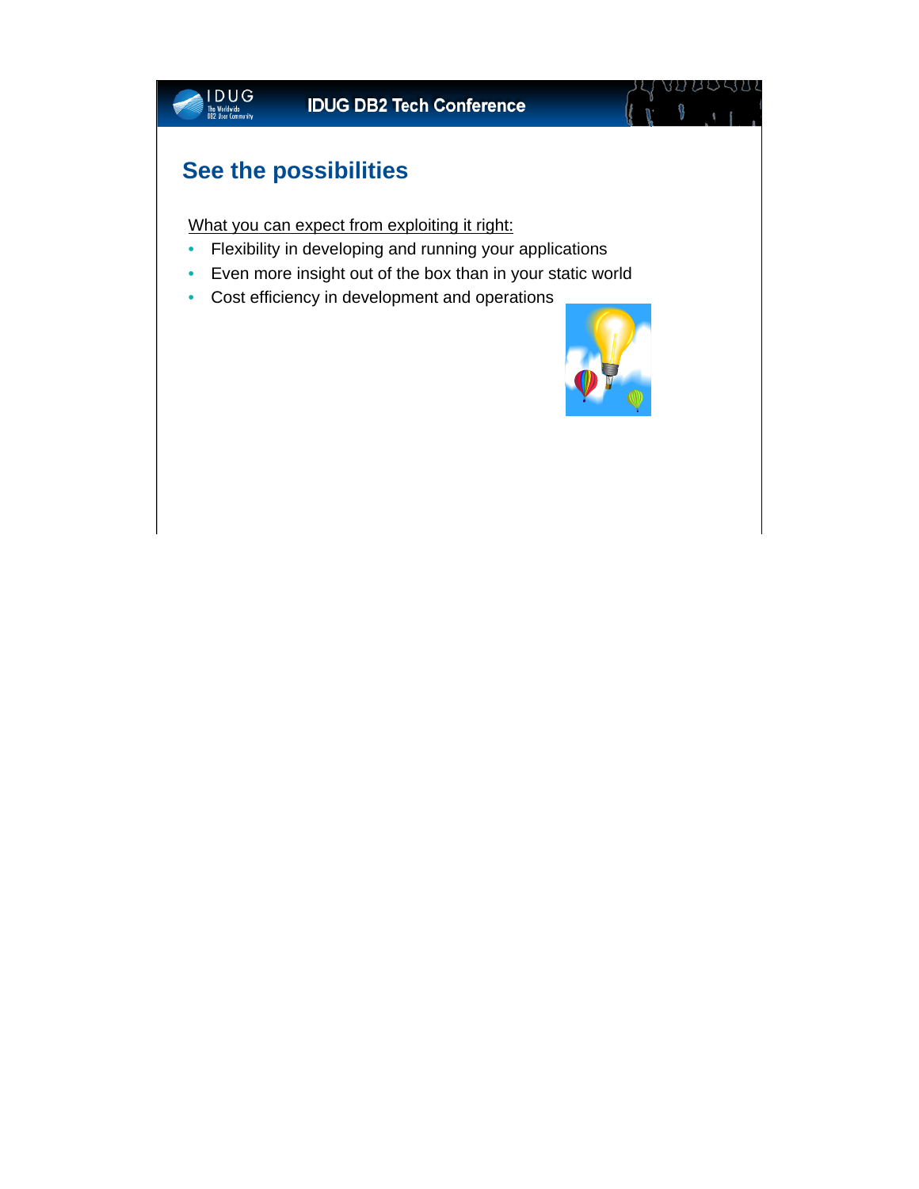## See the possibilities

What you can expect from exploiting it right:

- Flexibility in developing and running your applications
- Even more insight out of the box than in your static world
- Cost efficiency in development and operations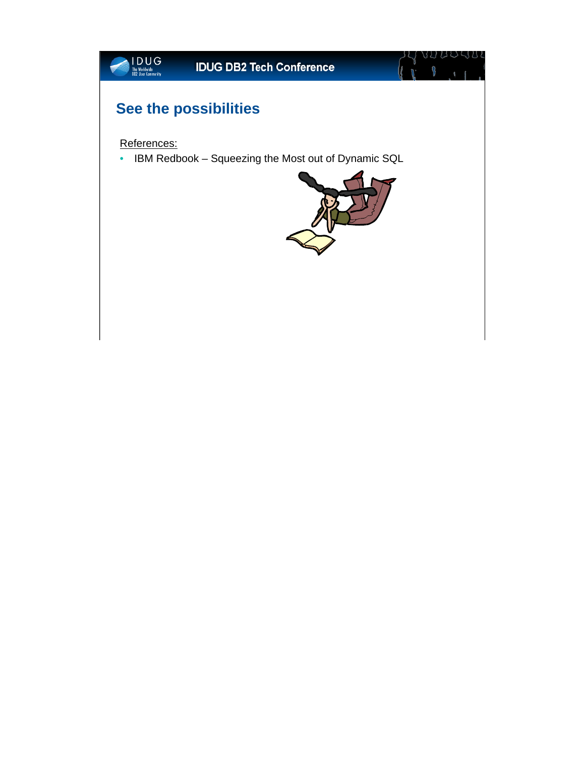## See the possibilities

References:

- IBM Redbook – Squeezing the Most out of Dynamic SQL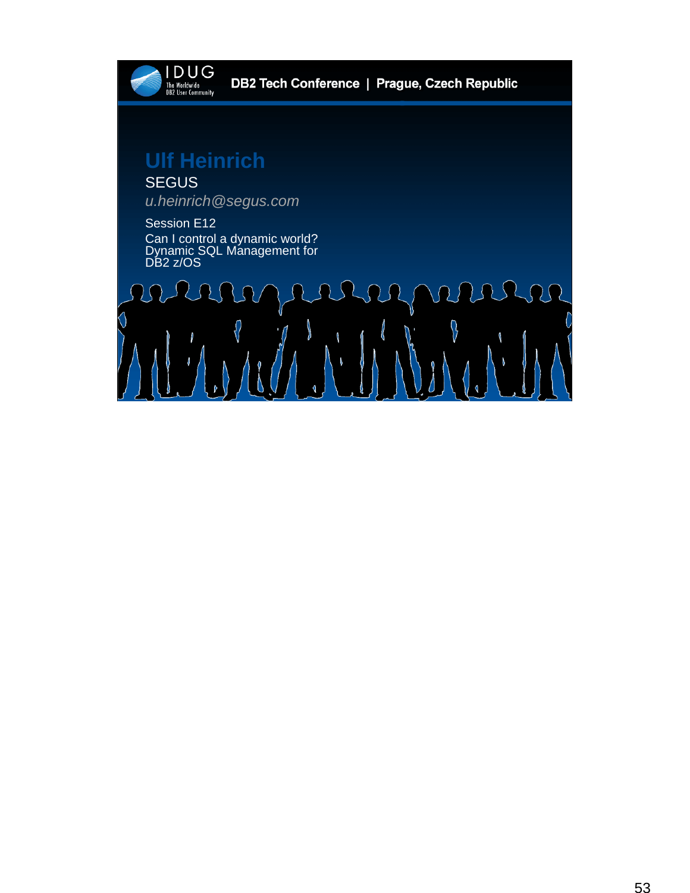IDUG

The Worldwide DB2 User Community

DB2 Tech Conference | Prague, Czech Republic

# Ulf Heinrich

SEGUS

*u.heinrich@segus.com*

Session E12

Can I control a dynamic world?
Dynamic SQL Management for DB2 z/OS